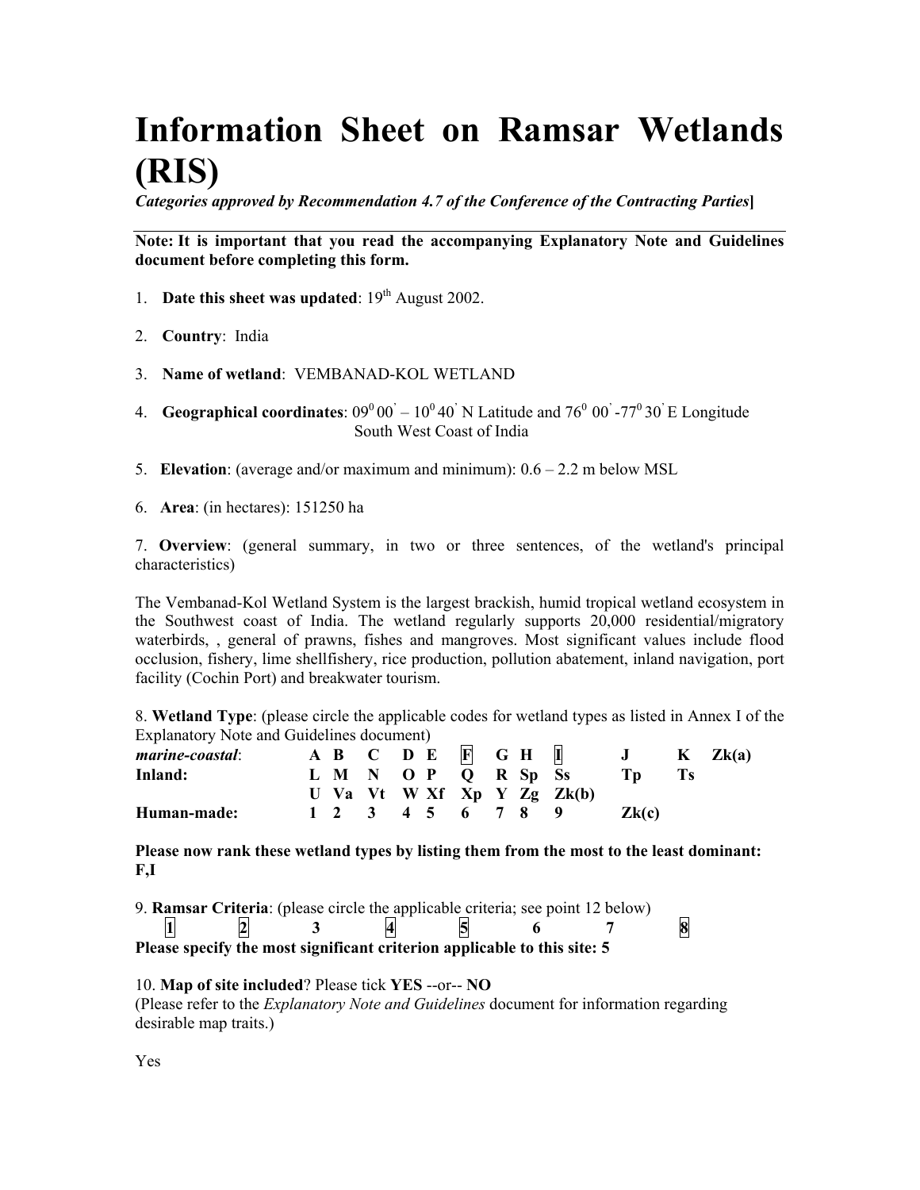# Information Sheet on Ramsar Wetlands (RIS)

***Categories approved by Recommendation 4.7 of the Conference of the Contracting Parties*]**

**Note: It is important that you read the accompanying Explanatory Note and Guidelines document before completing this form.**

1. **Date this sheet was updated**: 19th August 2002.

2. **Country**: India

3. **Name of wetland**: VEMBANAD-KOL WETLAND

4. **Geographical coordinates**: $09^0 00' – 10^0 40'$ N Latitude and $76^0 00' -77^0 30'$ E Longitude
   South West Coast of India

5. **Elevation**: (average and/or maximum and minimum): 0.6 – 2.2 m below MSL

6. **Area**: (in hectares): 151250 ha

7. **Overview**: (general summary, in two or three sentences, of the wetland's principal characteristics)

The Vembanad-Kol Wetland System is the largest brackish, humid tropical wetland ecosystem in the Southwest coast of India. The wetland regularly supports 20,000 residential/migratory waterbirds, , general of prawns, fishes and mangroves. Most significant values include flood occlusion, fishery, lime shellfishery, rice production, pollution abatement, inland navigation, port facility (Cochin Port) and breakwater tourism.

8. **Wetland Type**: (please circle the applicable codes for wetland types as listed in Annex I of the Explanatory Note and Guidelines document)

| | | | | | | | | | | |
|---|---|---|---|---|---|---|---|---|---|---|
| ***marine-coastal***: | A B | C | D E | [F] | G H | [I] | J | K | Zk(a) |
| **Inland:** | L M | N | O P | Q | R Sp | Ss | Tp | Ts | |
| | U Va | Vt | W Xf | Xp | Y Zg | Zk(b) | | | |
| **Human-made:** | 1 2 | 3 | 4 5 | 6 | 7 8 | 9 | Zk(c) | | |

**Please now rank these wetland types by listing them from the most to the least dominant: F,I**

9. **Ramsar Criteria**: (please circle the applicable criteria; see point 12 below)

[1] [2] 3 [4] [5] 6 7 [8]

**Please specify the most significant criterion applicable to this site: 5**

10. **Map of site included**? Please tick **YES** --or-- **NO**
(Please refer to the *Explanatory Note and Guidelines* document for information regarding desirable map traits.)

Yes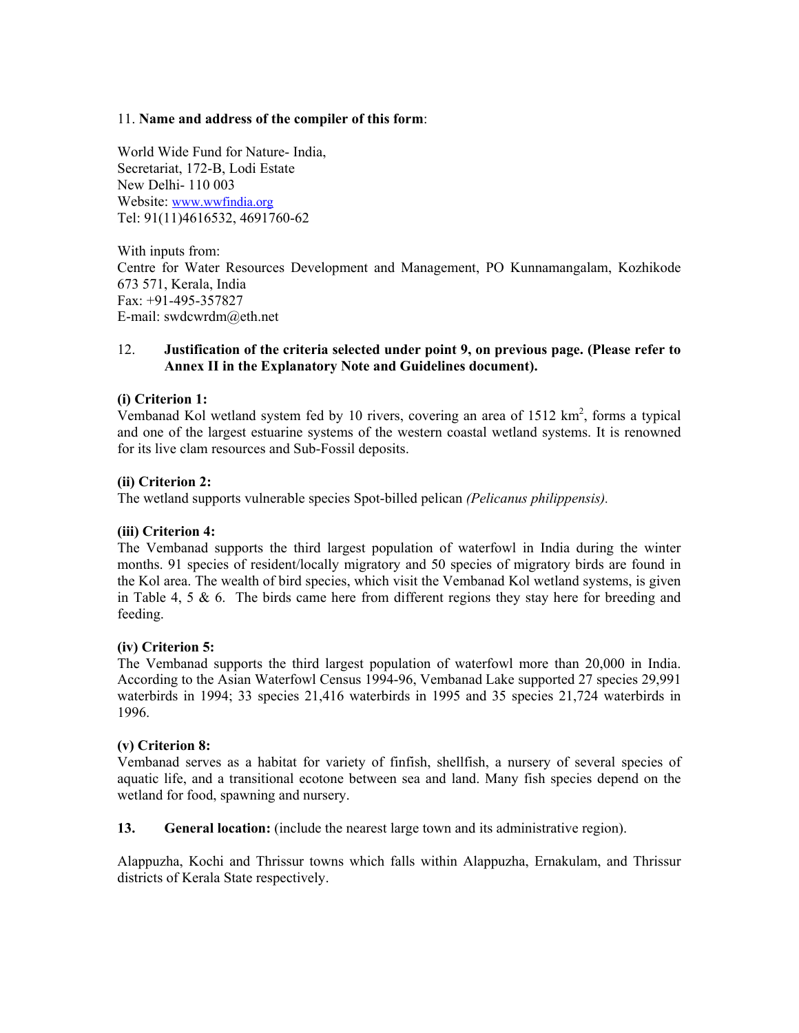11. **Name and address of the compiler of this form**:

World Wide Fund for Nature- India,
Secretariat, 172-B, Lodi Estate
New Delhi- 110 003
Website: www.wwfindia.org
Tel: 91(11)4616532, 4691760-62

With inputs from:
Centre for Water Resources Development and Management, PO Kunnamangalam, Kozhikode 673 571, Kerala, India
Fax: +91-495-357827
E-mail: swdcwrdm@eth.net

12. **Justification of the criteria selected under point 9, on previous page. (Please refer to Annex II in the Explanatory Note and Guidelines document).**

**(i) Criterion 1:**
Vembanad Kol wetland system fed by 10 rivers, covering an area of 1512 km$^2$, forms a typical and one of the largest estuarine systems of the western coastal wetland systems. It is renowned for its live clam resources and Sub-Fossil deposits.

**(ii) Criterion 2:**
The wetland supports vulnerable species Spot-billed pelican *(Pelicanus philippensis).*

**(iii) Criterion 4:**
The Vembanad supports the third largest population of waterfowl in India during the winter months. 91 species of resident/locally migratory and 50 species of migratory birds are found in the Kol area. The wealth of bird species, which visit the Vembanad Kol wetland systems, is given in Table 4, 5 & 6. The birds came here from different regions they stay here for breeding and feeding.

**(iv) Criterion 5:**
The Vembanad supports the third largest population of waterfowl more than 20,000 in India. According to the Asian Waterfowl Census 1994-96, Vembanad Lake supported 27 species 29,991 waterbirds in 1994; 33 species 21,416 waterbirds in 1995 and 35 species 21,724 waterbirds in 1996.

**(v) Criterion 8:**
Vembanad serves as a habitat for variety of finfish, shellfish, a nursery of several species of aquatic life, and a transitional ecotone between sea and land. Many fish species depend on the wetland for food, spawning and nursery.

**13. General location:** (include the nearest large town and its administrative region).

Alappuzha, Kochi and Thrissur towns which falls within Alappuzha, Ernakulam, and Thrissur districts of Kerala State respectively.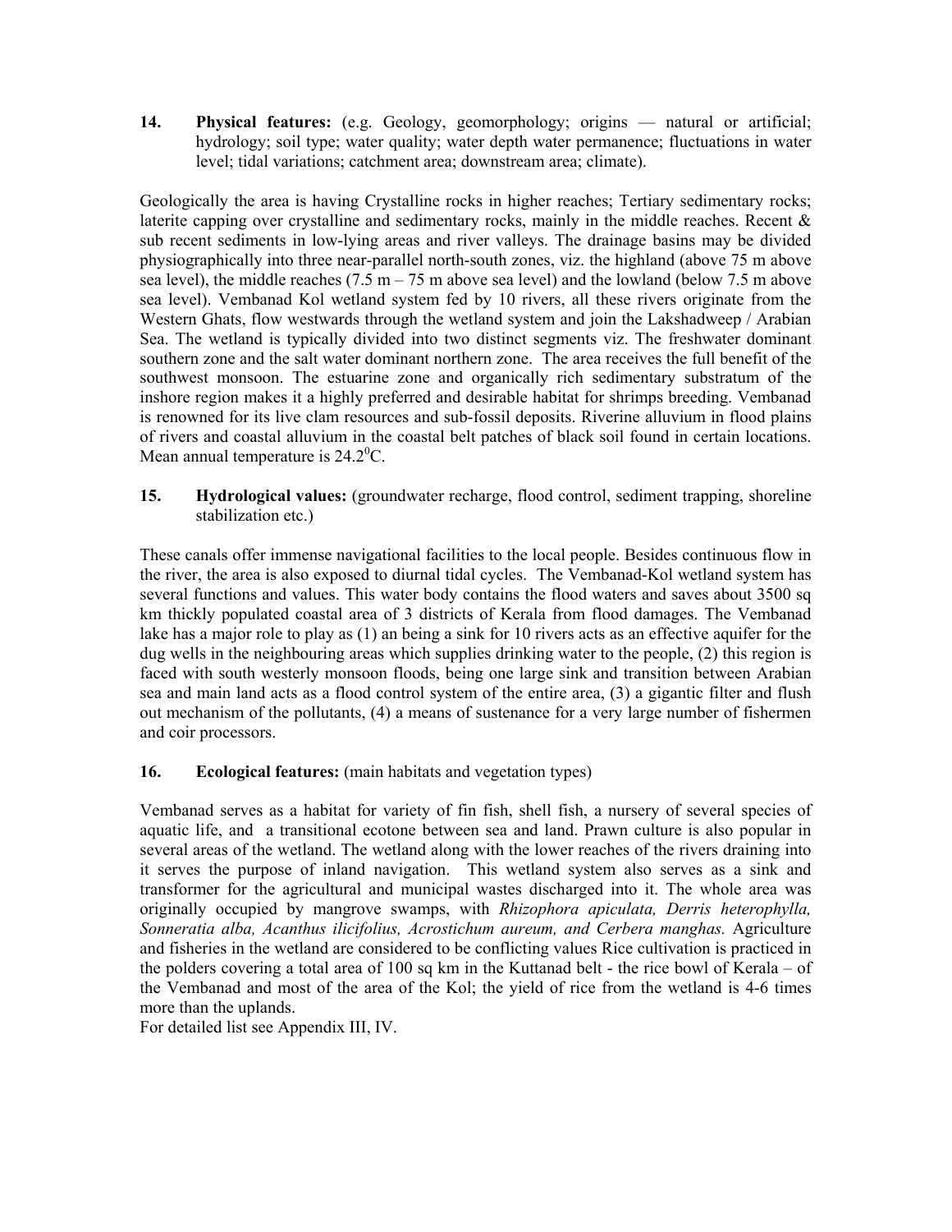**14. Physical features:** (e.g. Geology, geomorphology; origins — natural or artificial; hydrology; soil type; water quality; water depth water permanence; fluctuations in water level; tidal variations; catchment area; downstream area; climate).

Geologically the area is having Crystalline rocks in higher reaches; Tertiary sedimentary rocks; laterite capping over crystalline and sedimentary rocks, mainly in the middle reaches. Recent & sub recent sediments in low-lying areas and river valleys. The drainage basins may be divided physiographically into three near-parallel north-south zones, viz. the highland (above 75 m above sea level), the middle reaches (7.5 m – 75 m above sea level) and the lowland (below 7.5 m above sea level). Vembanad Kol wetland system fed by 10 rivers, all these rivers originate from the Western Ghats, flow westwards through the wetland system and join the Lakshadweep / Arabian Sea. The wetland is typically divided into two distinct segments viz. The freshwater dominant southern zone and the salt water dominant northern zone. The area receives the full benefit of the southwest monsoon. The estuarine zone and organically rich sedimentary substratum of the inshore region makes it a highly preferred and desirable habitat for shrimps breeding. Vembanad is renowned for its live clam resources and sub-fossil deposits. Riverine alluvium in flood plains of rivers and coastal alluvium in the coastal belt patches of black soil found in certain locations. Mean annual temperature is $24.2^0$C.

**15. Hydrological values:** (groundwater recharge, flood control, sediment trapping, shoreline stabilization etc.)

These canals offer immense navigational facilities to the local people. Besides continuous flow in the river, the area is also exposed to diurnal tidal cycles. The Vembanad-Kol wetland system has several functions and values. This water body contains the flood waters and saves about 3500 sq km thickly populated coastal area of 3 districts of Kerala from flood damages. The Vembanad lake has a major role to play as (1) an being a sink for 10 rivers acts as an effective aquifer for the dug wells in the neighbouring areas which supplies drinking water to the people, (2) this region is faced with south westerly monsoon floods, being one large sink and transition between Arabian sea and main land acts as a flood control system of the entire area, (3) a gigantic filter and flush out mechanism of the pollutants, (4) a means of sustenance for a very large number of fishermen and coir processors.

**16. Ecological features:** (main habitats and vegetation types)

Vembanad serves as a habitat for variety of fin fish, shell fish, a nursery of several species of aquatic life, and a transitional ecotone between sea and land. Prawn culture is also popular in several areas of the wetland. The wetland along with the lower reaches of the rivers draining into it serves the purpose of inland navigation. This wetland system also serves as a sink and transformer for the agricultural and municipal wastes discharged into it. The whole area was originally occupied by mangrove swamps, with *Rhizophora apiculata, Derris heterophylla, Sonneratia alba, Acanthus ilicifolius, Acrostichum aureum, and Cerbera manghas.* Agriculture and fisheries in the wetland are considered to be conflicting values Rice cultivation is practiced in the polders covering a total area of 100 sq km in the Kuttanad belt - the rice bowl of Kerala – of the Vembanad and most of the area of the Kol; the yield of rice from the wetland is 4-6 times more than the uplands.
For detailed list see Appendix III, IV.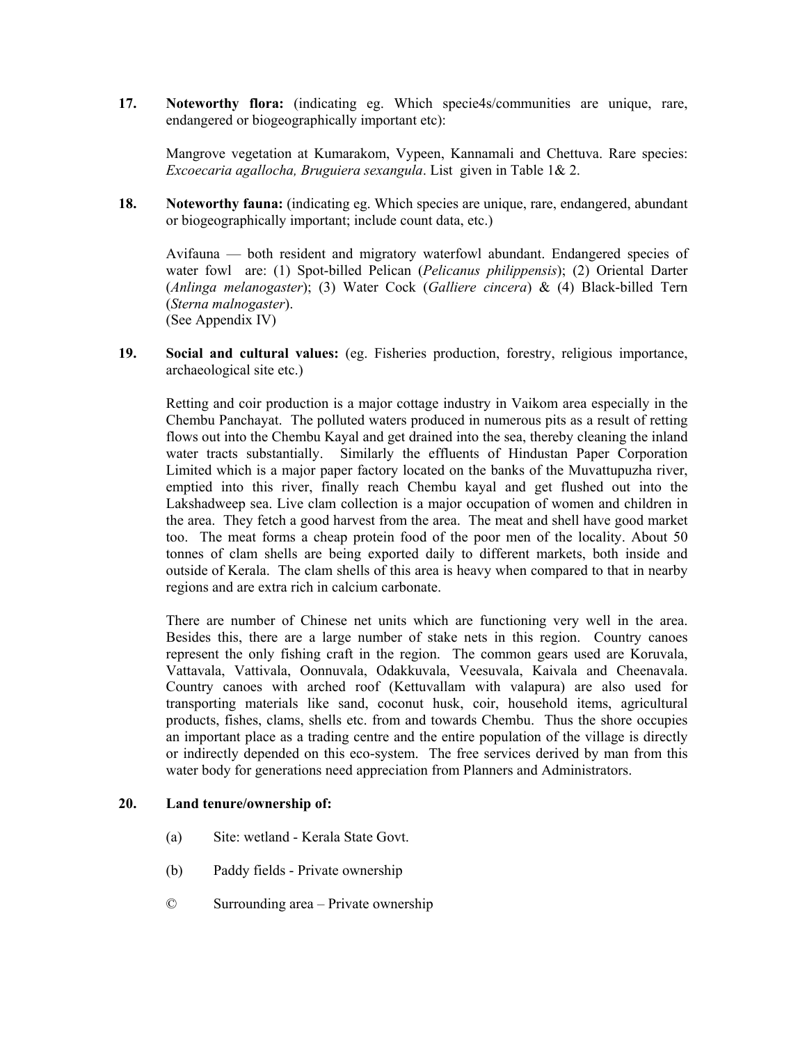**17. Noteworthy flora:** (indicating eg. Which specie4s/communities are unique, rare, endangered or biogeographically important etc):

Mangrove vegetation at Kumarakom, Vypeen, Kannamali and Chettuva. Rare species: *Excoecaria agallocha, Bruguiera sexangula*. List given in Table 1& 2.

**18. Noteworthy fauna:** (indicating eg. Which species are unique, rare, endangered, abundant or biogeographically important; include count data, etc.)

Avifauna — both resident and migratory waterfowl abundant. Endangered species of water fowl are: (1) Spot-billed Pelican (*Pelicanus philippensis*); (2) Oriental Darter (*Anlinga melanogaster*); (3) Water Cock (*Galliere cincera*) & (4) Black-billed Tern (*Sterna malnogaster*).
(See Appendix IV)

**19. Social and cultural values:** (eg. Fisheries production, forestry, religious importance, archaeological site etc.)

Retting and coir production is a major cottage industry in Vaikom area especially in the Chembu Panchayat. The polluted waters produced in numerous pits as a result of retting flows out into the Chembu Kayal and get drained into the sea, thereby cleaning the inland water tracts substantially. Similarly the effluents of Hindustan Paper Corporation Limited which is a major paper factory located on the banks of the Muvattupuzha river, emptied into this river, finally reach Chembu kayal and get flushed out into the Lakshadweep sea. Live clam collection is a major occupation of women and children in the area. They fetch a good harvest from the area. The meat and shell have good market too. The meat forms a cheap protein food of the poor men of the locality. About 50 tonnes of clam shells are being exported daily to different markets, both inside and outside of Kerala. The clam shells of this area is heavy when compared to that in nearby regions and are extra rich in calcium carbonate.

There are number of Chinese net units which are functioning very well in the area. Besides this, there are a large number of stake nets in this region. Country canoes represent the only fishing craft in the region. The common gears used are Koruvala, Vattavala, Vattivala, Oonnuvala, Odakkuvala, Veesuvala, Kaivala and Cheenavala. Country canoes with arched roof (Kettuvallam with valapura) are also used for transporting materials like sand, coconut husk, coir, household items, agricultural products, fishes, clams, shells etc. from and towards Chembu. Thus the shore occupies an important place as a trading centre and the entire population of the village is directly or indirectly depended on this eco-system. The free services derived by man from this water body for generations need appreciation from Planners and Administrators.

**20. Land tenure/ownership of:**

(a) Site: wetland - Kerala State Govt.

(b) Paddy fields - Private ownership

© Surrounding area – Private ownership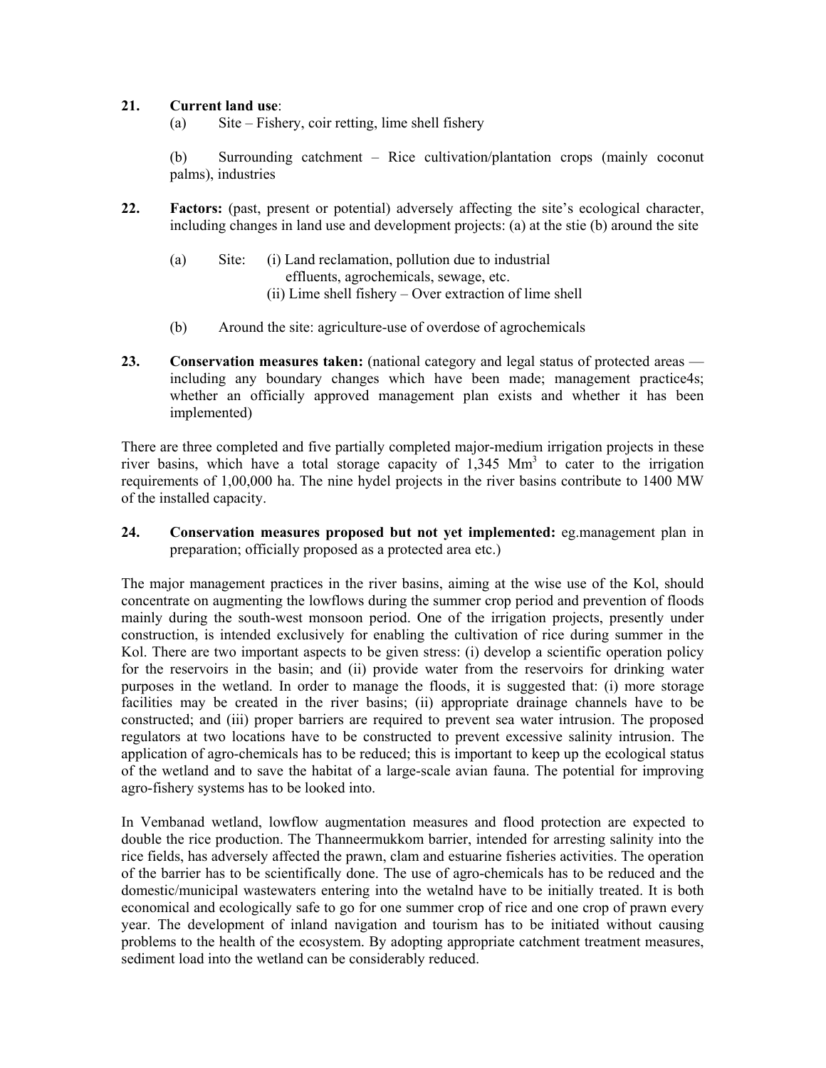**21. Current land use**:

(a) Site – Fishery, coir retting, lime shell fishery

(b) Surrounding catchment – Rice cultivation/plantation crops (mainly coconut palms), industries

**22. Factors:** (past, present or potential) adversely affecting the site's ecological character, including changes in land use and development projects: (a) at the stie (b) around the site

(a) Site: (i) Land reclamation, pollution due to industrial effluents, agrochemicals, sewage, etc.
(ii) Lime shell fishery – Over extraction of lime shell

(b) Around the site: agriculture-use of overdose of agrochemicals

**23. Conservation measures taken:** (national category and legal status of protected areas — including any boundary changes which have been made; management practice4s; whether an officially approved management plan exists and whether it has been implemented)

There are three completed and five partially completed major-medium irrigation projects in these river basins, which have a total storage capacity of 1,345 $Mm^3$ to cater to the irrigation requirements of 1,00,000 ha. The nine hydel projects in the river basins contribute to 1400 MW of the installed capacity.

**24. Conservation measures proposed but not yet implemented:** eg.management plan in preparation; officially proposed as a protected area etc.)

The major management practices in the river basins, aiming at the wise use of the Kol, should concentrate on augmenting the lowflows during the summer crop period and prevention of floods mainly during the south-west monsoon period. One of the irrigation projects, presently under construction, is intended exclusively for enabling the cultivation of rice during summer in the Kol. There are two important aspects to be given stress: (i) develop a scientific operation policy for the reservoirs in the basin; and (ii) provide water from the reservoirs for drinking water purposes in the wetland. In order to manage the floods, it is suggested that: (i) more storage facilities may be created in the river basins; (ii) appropriate drainage channels have to be constructed; and (iii) proper barriers are required to prevent sea water intrusion. The proposed regulators at two locations have to be constructed to prevent excessive salinity intrusion. The application of agro-chemicals has to be reduced; this is important to keep up the ecological status of the wetland and to save the habitat of a large-scale avian fauna. The potential for improving agro-fishery systems has to be looked into.

In Vembanad wetland, lowflow augmentation measures and flood protection are expected to double the rice production. The Thanneermukkom barrier, intended for arresting salinity into the rice fields, has adversely affected the prawn, clam and estuarine fisheries activities. The operation of the barrier has to be scientifically done. The use of agro-chemicals has to be reduced and the domestic/municipal wastewaters entering into the wetalnd have to be initially treated. It is both economical and ecologically safe to go for one summer crop of rice and one crop of prawn every year. The development of inland navigation and tourism has to be initiated without causing problems to the health of the ecosystem. By adopting appropriate catchment treatment measures, sediment load into the wetland can be considerably reduced.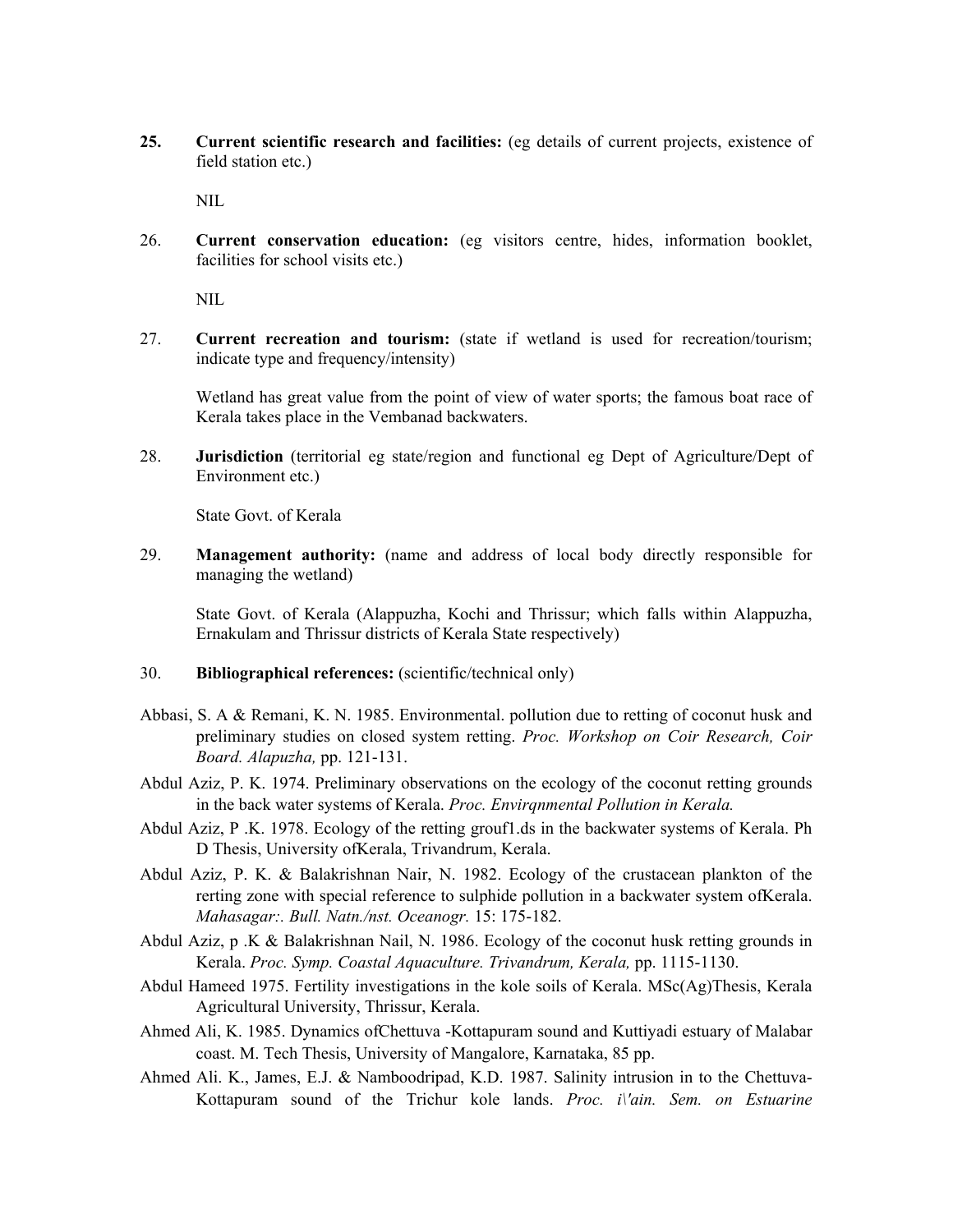25. **Current scientific research and facilities:** (eg details of current projects, existence of field station etc.)

    NIL

26. **Current conservation education:** (eg visitors centre, hides, information booklet, facilities for school visits etc.)

    NIL

27. **Current recreation and tourism:** (state if wetland is used for recreation/tourism; indicate type and frequency/intensity)

    Wetland has great value from the point of view of water sports; the famous boat race of Kerala takes place in the Vembanad backwaters.

28. **Jurisdiction** (territorial eg state/region and functional eg Dept of Agriculture/Dept of Environment etc.)

    State Govt. of Kerala

29. **Management authority:** (name and address of local body directly responsible for managing the wetland)

    State Govt. of Kerala (Alappuzha, Kochi and Thrissur; which falls within Alappuzha, Ernakulam and Thrissur districts of Kerala State respectively)

30. **Bibliographical references:** (scientific/technical only)

Abbasi, S. A & Remani, K. N. 1985. Environmental. pollution due to retting of coconut husk and preliminary studies on closed system retting. *Proc. Workshop on Coir Research, Coir Board. Alapuzha,* pp. 121-131.

Abdul Aziz, P. K. 1974. Preliminary observations on the ecology of the coconut retting grounds in the back water systems of Kerala. *Proc. Envirqnmental Pollution in Kerala.*

Abdul Aziz, P .K. 1978. Ecology of the retting grouf1.ds in the backwater systems of Kerala. Ph D Thesis, University ofKerala, Trivandrum, Kerala.

Abdul Aziz, P. K. & Balakrishnan Nair, N. 1982. Ecology of the crustacean plankton of the rerting zone with special reference to sulphide pollution in a backwater system ofKerala. *Mahasagar:. Bull. Natn./nst. Oceanogr.* 15: 175-182.

Abdul Aziz, p .K & Balakrishnan Nail, N. 1986. Ecology of the coconut husk retting grounds in Kerala. *Proc. Symp. Coastal Aquaculture. Trivandrum, Kerala,* pp. 1115-1130.

Abdul Hameed 1975. Fertility investigations in the kole soils of Kerala. MSc(Ag)Thesis, Kerala Agricultural University, Thrissur, Kerala.

Ahmed Ali, K. 1985. Dynamics ofChettuva -Kottapuram sound and Kuttiyadi estuary of Malabar coast. M. Tech Thesis, University of Mangalore, Karnataka, 85 pp.

Ahmed Ali. K., James, E.J. & Namboodripad, K.D. 1987. Salinity intrusion in to the Chettuva-Kottapuram sound of the Trichur kole lands. *Proc. i\'ain. Sem. on Estuarine*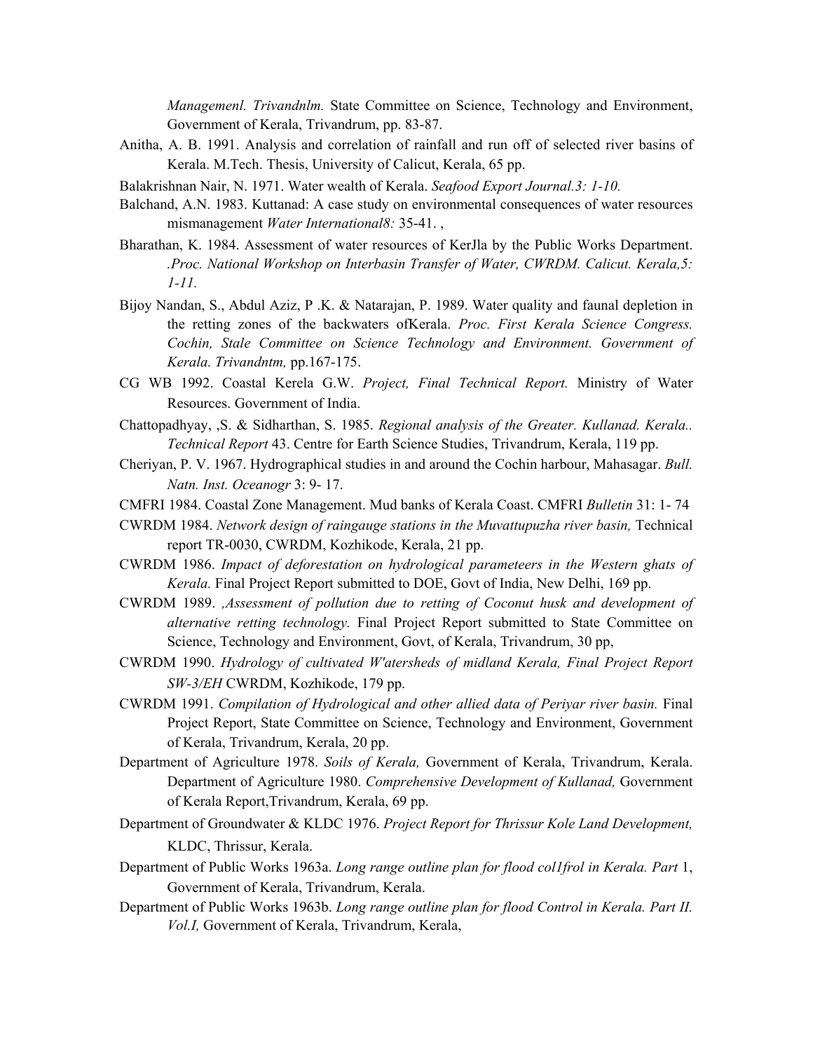*Managemenl. Trivandnlm.* State Committee on Science, Technology and Environment, Government of Kerala, Trivandrum, pp. 83-87.

Anitha, A. B. 1991. Analysis and correlation of rainfall and run off of selected river basins of Kerala. M.Tech. Thesis, University of Calicut, Kerala, 65 pp.

Balakrishnan Nair, N. 1971. Water wealth of Kerala. *Seafood Export Journal.3: 1-10.*

Balchand, A.N. 1983. Kuttanad: A case study on environmental consequences of water resources mismanagement *Water International8:* 35-41. ,

Bharathan, K. 1984. Assessment of water resources of KerJla by the Public Works Department. *.Proc. National Workshop on Interbasin Transfer of Water, CWRDM. Calicut. Kerala,5: 1-11.*

Bijoy Nandan, S., Abdul Aziz, P .K. & Natarajan, P. 1989. Water quality and faunal depletion in the retting zones of the backwaters ofKerala. *Proc. First Kerala Science Congress. Cochin, Stale Committee on Science Technology and Environment. Government of Kerala. Trivandntm,* pp.167-175.

CG WB 1992. Coastal Kerela G.W. *Project, Final Technical Report.* Ministry of Water Resources. Government of India.

Chattopadhyay, ,S. & Sidharthan, S. 1985. *Regional analysis of the Greater. Kullanad. Kerala.. Technical Report* 43. Centre for Earth Science Studies, Trivandrum, Kerala, 119 pp.

Cheriyan, P. V. 1967. Hydrographical studies in and around the Cochin harbour, Mahasagar. *Bull. Natn. Inst. Oceanogr* 3: 9- 17.

CMFRI 1984. Coastal Zone Management. Mud banks of Kerala Coast. CMFRI *Bulletin* 31: 1- 74

CWRDM 1984. *Network design of raingauge stations in the Muvattupuzha river basin,* Technical report TR-0030, CWRDM, Kozhikode, Kerala, 21 pp.

CWRDM 1986. *Impact of deforestation on hydrological parameteers in the Western ghats of Kerala.* Final Project Report submitted to DOE, Govt of India, New Delhi, 169 pp.

CWRDM 1989. *,Assessment of pollution due to retting of Coconut husk and development of alternative retting technology.* Final Project Report submitted to State Committee on Science, Technology and Environment, Govt, of Kerala, Trivandrum, 30 pp,

CWRDM 1990. *Hydrology of cultivated W'atersheds of midland Kerala, Final Project Report SW-3/EH* CWRDM, Kozhikode, 179 pp.

CWRDM 1991. *Compilation of Hydrological and other allied data of Periyar river basin.* Final Project Report, State Committee on Science, Technology and Environment, Government of Kerala, Trivandrum, Kerala, 20 pp.

Department of Agriculture 1978. *Soils of Kerala,* Government of Kerala, Trivandrum, Kerala. Department of Agriculture 1980. *Comprehensive Development of Kullanad,* Government of Kerala Report,Trivandrum, Kerala, 69 pp.

Department of Groundwater & KLDC 1976. *Project Report for Thrissur Kole Land Development,* KLDC, Thrissur, Kerala.

Department of Public Works 1963a. *Long range outline plan for flood col1frol in Kerala. Part* 1, Government of Kerala, Trivandrum, Kerala.

Department of Public Works 1963b. *Long range outline plan for flood Control in Kerala. Part II. Vol.I,* Government of Kerala, Trivandrum, Kerala,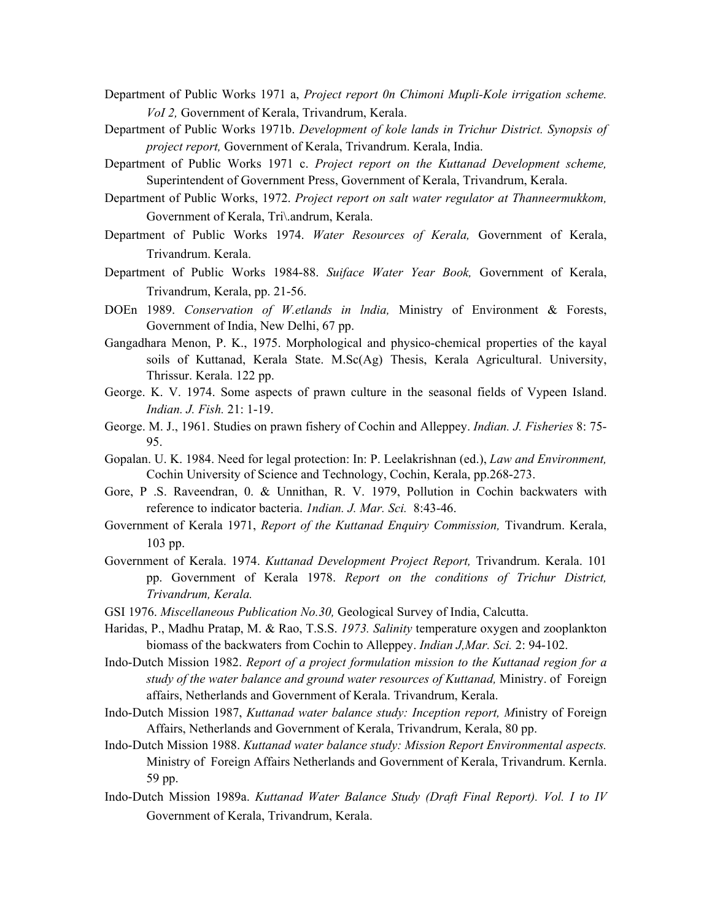Department of Public Works 1971 a, *Project report 0n Chimoni Mupli-Kole irrigation scheme. VoI 2,* Government of Kerala, Trivandrum, Kerala.

Department of Public Works 1971b. *Development of kole lands in Trichur District. Synopsis of project report,* Government of Kerala, Trivandrum. Kerala, India.

Department of Public Works 1971 c. *Project report on the Kuttanad Development scheme,* Superintendent of Government Press, Government of Kerala, Trivandrum, Kerala.

Department of Public Works, 1972. *Project report on salt water regulator at Thanneermukkom,* Government of Kerala, Tri\.andrum, Kerala.

Department of Public Works 1974. *Water Resources of Kerala,* Government of Kerala, Trivandrum. Kerala.

Department of Public Works 1984-88. *Suiface Water Year Book,* Government of Kerala, Trivandrum, Kerala, pp. 21-56.

DOEn 1989. *Conservation of W.etlands in lndia,* Ministry of Environment & Forests, Government of India, New Delhi, 67 pp.

Gangadhara Menon, P. K., 1975. Morphological and physico-chemical properties of the kayal soils of Kuttanad, Kerala State. M.Sc(Ag) Thesis, Kerala Agricultural. University, Thrissur. Kerala. 122 pp.

George. K. V. 1974. Some aspects of prawn culture in the seasonal fields of Vypeen Island. *Indian. J. Fish.* 21: 1-19.

George. M. J., 1961. Studies on prawn fishery of Cochin and Alleppey. *Indian. J. Fisheries* 8: 75-95.

Gopalan. U. K. 1984. Need for legal protection: In: P. Leelakrishnan (ed.), *Law and Environment,* Cochin University of Science and Technology, Cochin, Kerala, pp.268-273.

Gore, P .S. Raveendran, 0. & Unnithan, R. V. 1979, Pollution in Cochin backwaters with reference to indicator bacteria. *1ndian. J. Mar. Sci.* 8:43-46.

Government of Kerala 1971, *Report of the Kuttanad Enquiry Commission,* Tivandrum. Kerala, 103 pp.

Government of Kerala. 1974. *Kuttanad Development Project Report,* Trivandrum. Kerala. 101 pp. Government of Kerala 1978. *Report on the conditions of Trichur District, Trivandrum, Kerala.*

GSI 1976. *Miscellaneous Publication No.30,* Geological Survey of India, Calcutta.

Haridas, P., Madhu Pratap, M. & Rao, T.S.S. *1973. Salinity* temperature oxygen and zooplankton biomass of the backwaters from Cochin to Alleppey. *Indian J,Mar. Sci.* 2: 94-102.

Indo-Dutch Mission 1982. *Report of a project formulation mission to the Kuttanad region for a study of the water balance and ground water resources of Kuttanad,* Ministry. of Foreign affairs, Netherlands and Government of Kerala. Trivandrum, Kerala.

Indo-Dutch Mission 1987, *Kuttanad water balance study: Inception report, M*inistry of Foreign Affairs, Netherlands and Government of Kerala, Trivandrum, Kerala, 80 pp.

Indo-Dutch Mission 1988. *Kuttanad water balance study: Mission Report Environmental aspects.* Ministry of Foreign Affairs Netherlands and Government of Kerala, Trivandrum. Kernla. 59 pp.

Indo-Dutch Mission 1989a. *Kuttanad Water Balance Study (Draft Final Report). Vol. I to IV* Government of Kerala, Trivandrum, Kerala.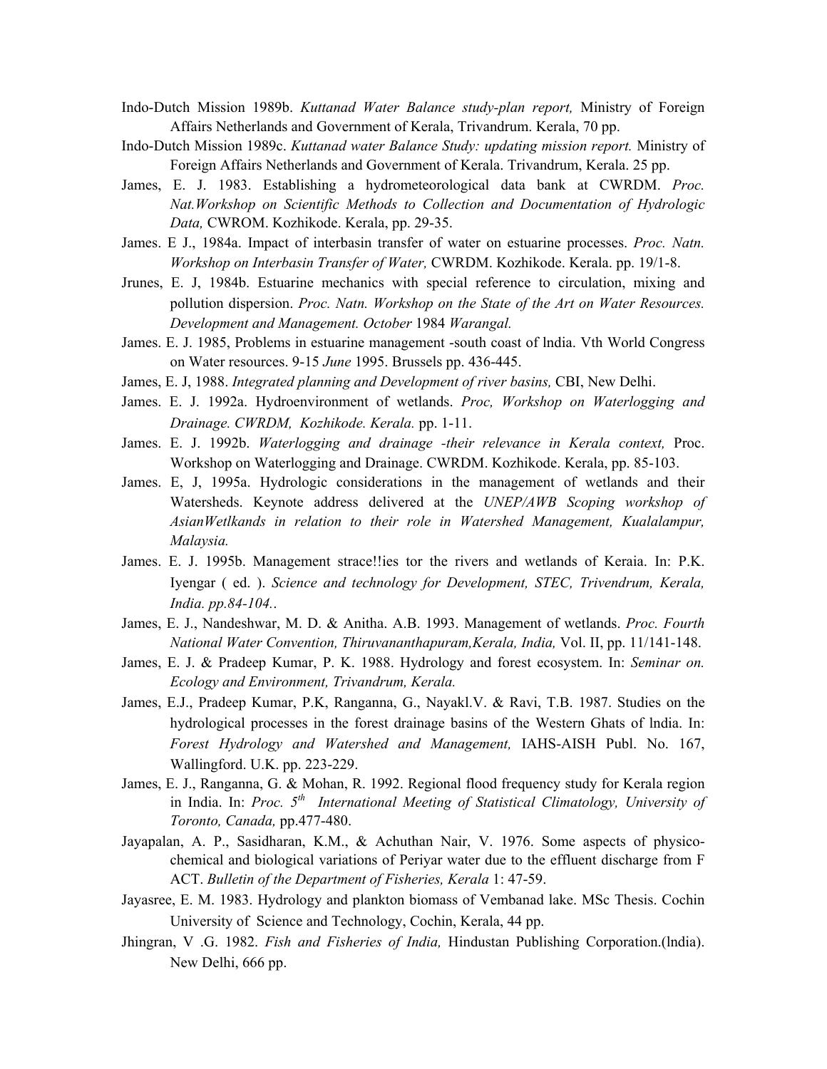Indo-Dutch Mission 1989b. *Kuttanad Water Balance study-plan report,* Ministry of Foreign Affairs Netherlands and Government of Kerala, Trivandrum. Kerala, 70 pp.

Indo-Dutch Mission 1989c. *Kuttanad water Balance Study: updating mission report.* Ministry of Foreign Affairs Netherlands and Government of Kerala. Trivandrum, Kerala. 25 pp.

James, E. J. 1983. Establishing a hydrometeorological data bank at CWRDM. *Proc. Nat.Workshop on Scientific Methods to Collection and Documentation of Hydrologic Data,* CWROM. Kozhikode. Kerala, pp. 29-35.

James. E J., 1984a. Impact of interbasin transfer of water on estuarine processes. *Proc. Natn. Workshop on Interbasin Transfer of Water,* CWRDM. Kozhikode. Kerala. pp. 19/1-8.

Jrunes, E. J, 1984b. Estuarine mechanics with special reference to circulation, mixing and pollution dispersion. *Proc. Natn. Workshop on the State of the Art on Water Resources. Development and Management. October* 1984 *Warangal.*

James. E. J. 1985, Problems in estuarine management -south coast of lndia. Vth World Congress on Water resources. 9-15 *June* 1995. Brussels pp. 436-445.

James, E. J, 1988. *Integrated planning and Development of river basins,* CBI, New Delhi.

James. E. J. 1992a. Hydroenvironment of wetlands. *Proc, Workshop on Waterlogging and Drainage. CWRDM, Kozhikode. Kerala.* pp. 1-11.

James. E. J. 1992b. *Waterlogging and drainage -their relevance in Kerala context,* Proc. Workshop on Waterlogging and Drainage. CWRDM. Kozhikode. Kerala, pp. 85-103.

James. E, J, 1995a. Hydrologic considerations in the management of wetlands and their Watersheds. Keynote address delivered at the *UNEP/AWB Scoping workshop of AsianWetlkands in relation to their role in Watershed Management, Kualalampur, Malaysia.*

James. E. J. 1995b. Management strace!!ies tor the rivers and wetlands of Keraia. In: P.K. Iyengar ( ed. ). *Science and technology for Development, STEC, Trivendrum, Kerala, India. pp.84-104..*

James, E. J., Nandeshwar, M. D. & Anitha. A.B. 1993. Management of wetlands. *Proc. Fourth National Water Convention, Thiruvananthapuram,Kerala, India,* Vol. II, pp. 11/141-148.

James, E. J. & Pradeep Kumar, P. K. 1988. Hydrology and forest ecosystem. In: *Seminar on. Ecology and Environment, Trivandrum, Kerala.*

James, E.J., Pradeep Kumar, P.K, Ranganna, G., Nayakl.V. & Ravi, T.B. 1987. Studies on the hydrological processes in the forest drainage basins of the Western Ghats of lndia. In: *Forest Hydrology and Watershed and Management,* IAHS-AISH Publ. No. 167, Wallingford. U.K. pp. 223-229.

James, E. J., Ranganna, G. & Mohan, R. 1992. Regional flood frequency study for Kerala region in India. In: *Proc. 5th International Meeting of Statistical Climatology, University of Toronto, Canada,* pp.477-480.

Jayapalan, A. P., Sasidharan, K.M., & Achuthan Nair, V. 1976. Some aspects of physico-chemical and biological variations of Periyar water due to the effluent discharge from F ACT. *Bulletin of the Department of Fisheries, Kerala* 1: 47-59.

Jayasree, E. M. 1983. Hydrology and plankton biomass of Vembanad lake. MSc Thesis. Cochin University of Science and Technology, Cochin, Kerala, 44 pp.

Jhingran, V .G. 1982. *Fish and Fisheries of India,* Hindustan Publishing Corporation.(lndia). New Delhi, 666 pp.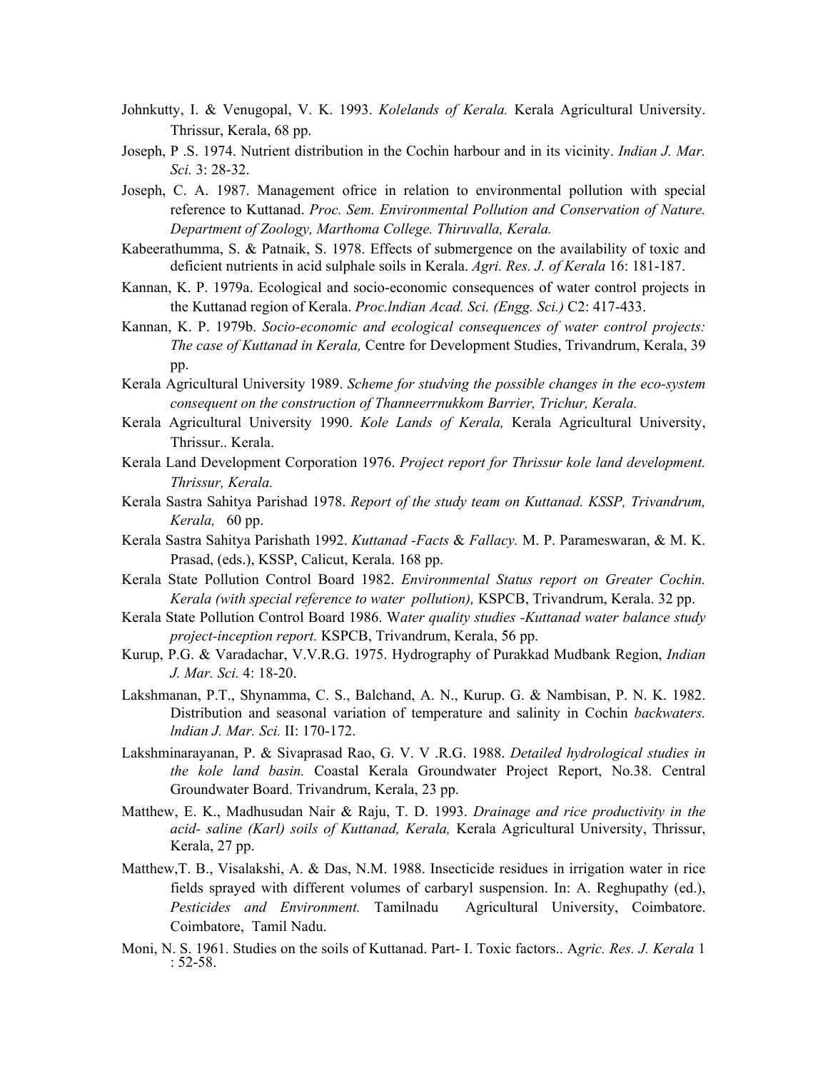Johnkutty, I. & Venugopal, V. K. 1993. *Kolelands of Kerala.* Kerala Agricultural University. Thrissur, Kerala, 68 pp.

Joseph, P .S. 1974. Nutrient distribution in the Cochin harbour and in its vicinity. *Indian J. Mar. Sci.* 3: 28-32.

Joseph, C. A. 1987. Management ofrice in relation to environmental pollution with special reference to Kuttanad. *Proc. Sem. Environmental Pollution and Conservation of Nature. Department of Zoology, Marthoma College. Thiruvalla, Kerala.*

Kabeerathumma, S. & Patnaik, S. 1978. Effects of submergence on the availability of toxic and deficient nutrients in acid sulphale soils in Kerala. *Agri. Res. J. of Kerala* 16: 181-187.

Kannan, K. P. 1979a. Ecological and socio-economic consequences of water control projects in the Kuttanad region of Kerala. *Proc.lndian Acad. Sci. (Engg. Sci.)* C2: 417-433.

Kannan, K. P. 1979b. *Socio-economic and ecological consequences of water control projects: The case of Kuttanad in Kerala,* Centre for Development Studies, Trivandrum, Kerala, 39 pp.

Kerala Agricultural University 1989. *Scheme for studving the possible changes in the eco-system consequent on the construction of Thanneerrnukkom Barrier, Trichur, Kerala.*

Kerala Agricultural University 1990. *Kole Lands of Kerala,* Kerala Agricultural University, Thrissur.. Kerala.

Kerala Land Development Corporation 1976. *Project report for Thrissur kole land development. Thrissur, Kerala.*

Kerala Sastra Sahitya Parishad 1978. *Report of the study team on Kuttanad. KSSP, Trivandrum, Kerala,* 60 pp.

Kerala Sastra Sahitya Parishath 1992. *Kuttanad -Facts* & *Fallacy.* M. P. Parameswaran, & M. K. Prasad, (eds.), KSSP, Calicut, Kerala. 168 pp.

Kerala State Pollution Control Board 1982. *Environmental Status report on Greater Cochin. Kerala (with special reference to water pollution),* KSPCB, Trivandrum, Kerala. 32 pp.

Kerala State Pollution Control Board 1986. W*ater quality studies -Kuttanad water balance study project-inception report.* KSPCB, Trivandrum, Kerala, 56 pp.

Kurup, P.G. & Varadachar, V.V.R.G. 1975. Hydrography of Purakkad Mudbank Region, *Indian J. Mar. Sci.* 4: 18-20.

Lakshmanan, P.T., Shynamma, C. S., Balchand, A. N., Kurup. G. & Nambisan, P. N. K. 1982. Distribution and seasonal variation of temperature and salinity in Cochin *backwaters. lndian J. Mar. Sci.* II: 170-172.

Lakshminarayanan, P. & Sivaprasad Rao, G. V. V .R.G. 1988. *Detailed hydrological studies in the kole land basin.* Coastal Kerala Groundwater Project Report, No.38. Central Groundwater Board. Trivandrum, Kerala, 23 pp.

Matthew, E. K., Madhusudan Nair & Raju, T. D. 1993. *Drainage and rice productivity in the acid- saline (Karl) soils of Kuttanad, Kerala,* Kerala Agricultural University, Thrissur, Kerala, 27 pp.

Matthew,T. B., Visalakshi, A. & Das, N.M. 1988. Insecticide residues in irrigation water in rice fields sprayed with different volumes of carbaryl suspension. In: A. Reghupathy (ed.), *Pesticides and Environment.* Tamilnadu Agricultural University, Coimbatore. Coimbatore, Tamil Nadu.

Moni, N. S. 1961. Studies on the soils of Kuttanad. Part- I. Toxic factors.. A*gric. Res. J. Kerala* 1 : 52-58.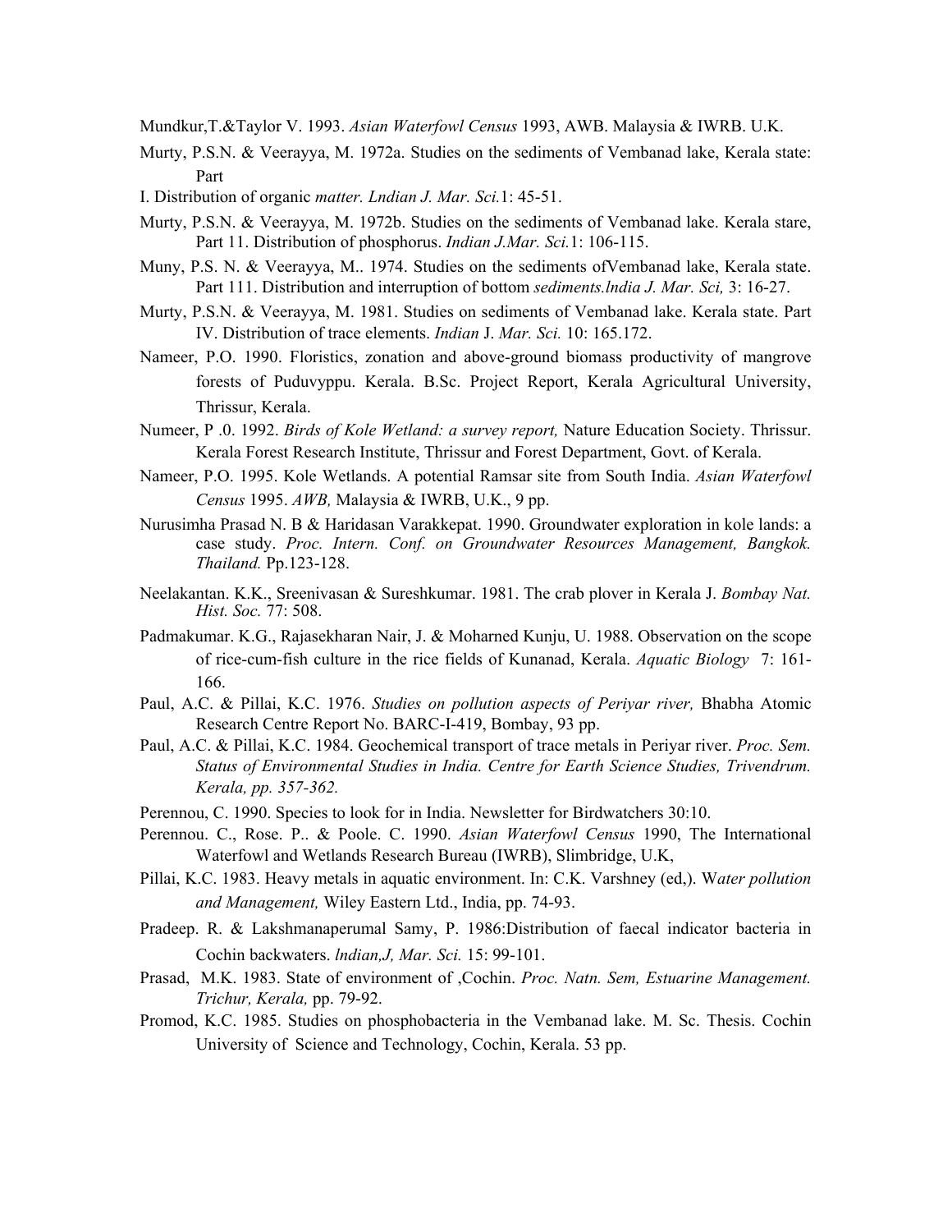Mundkur,T.&Taylor V. 1993. *Asian Waterfowl Census* 1993, AWB. Malaysia & IWRB. U.K.

Murty, P.S.N. & Veerayya, M. 1972a. Studies on the sediments of Vembanad lake, Kerala state: Part

I. Distribution of organic *matter. Lndian J. Mar. Sci.*1: 45-51.

Murty, P.S.N. & Veerayya, M. 1972b. Studies on the sediments of Vembanad lake. Kerala stare, Part 11. Distribution of phosphorus. *Indian J.Mar. Sci.*1: 106-115.

Muny, P.S. N. & Veerayya, M.. 1974. Studies on the sediments ofVembanad lake, Kerala state. Part 111. Distribution and interruption of bottom *sediments.lndia J. Mar. Sci,* 3: 16-27.

Murty, P.S.N. & Veerayya, M. 1981. Studies on sediments of Vembanad lake. Kerala state. Part IV. Distribution of trace elements. *Indian* J. *Mar. Sci.* 10: 165.172.

Nameer, P.O. 1990. Floristics, zonation and above-ground biomass productivity of mangrove forests of Puduvyppu. Kerala. B.Sc. Project Report, Kerala Agricultural University, Thrissur, Kerala.

Numeer, P .0. 1992. *Birds of Kole Wetland: a survey report,* Nature Education Society. Thrissur. Kerala Forest Research Institute, Thrissur and Forest Department, Govt. of Kerala.

Nameer, P.O. 1995. Kole Wetlands. A potential Ramsar site from South India. *Asian Waterfowl Census* 1995. *AWB,* Malaysia & IWRB, U.K., 9 pp.

Nurusimha Prasad N. B & Haridasan Varakkepat. 1990. Groundwater exploration in kole lands: a case study. *Proc. Intern. Conf. on Groundwater Resources Management, Bangkok. Thailand.* Pp.123-128.

Neelakantan. K.K., Sreenivasan & Sureshkumar. 1981. The crab plover in Kerala J. *Bombay Nat. Hist. Soc.* 77: 508.

Padmakumar. K.G., Rajasekharan Nair, J. & Moharned Kunju, U. 1988. Observation on the scope of rice-cum-fish culture in the rice fields of Kunanad, Kerala. *Aquatic Biology* 7: 161-166.

Paul, A.C. & Pillai, K.C. 1976. *Studies on pollution aspects of Periyar river,* Bhabha Atomic Research Centre Report No. BARC-I-419, Bombay, 93 pp.

Paul, A.C. & Pillai, K.C. 1984. Geochemical transport of trace metals in Periyar river. *Proc. Sem. Status of Environmental Studies in India. Centre for Earth Science Studies, Trivendrum. Kerala, pp. 357-362.*

Perennou, C. 1990. Species to look for in India. Newsletter for Birdwatchers 30:10.

Perennou. C., Rose. P.. & Poole. C. 1990. *Asian Waterfowl Census* 1990, The International Waterfowl and Wetlands Research Bureau (IWRB), Slimbridge, U.K,

Pillai, K.C. 1983. Heavy metals in aquatic environment. In: C.K. Varshney (ed,). W*ater pollution and Management,* Wiley Eastern Ltd., India, pp. 74-93.

Pradeep. R. & Lakshmanaperumal Samy, P. 1986:Distribution of faecal indicator bacteria in Cochin backwaters. *lndian,J, Mar. Sci.* 15: 99-101.

Prasad, M.K. 1983. State of environment of ,Cochin. *Proc. Natn. Sem, Estuarine Management. Trichur, Kerala,* pp. 79-92.

Promod, K.C. 1985. Studies on phosphobacteria in the Vembanad lake. M. Sc. Thesis. Cochin University of Science and Technology, Cochin, Kerala. 53 pp.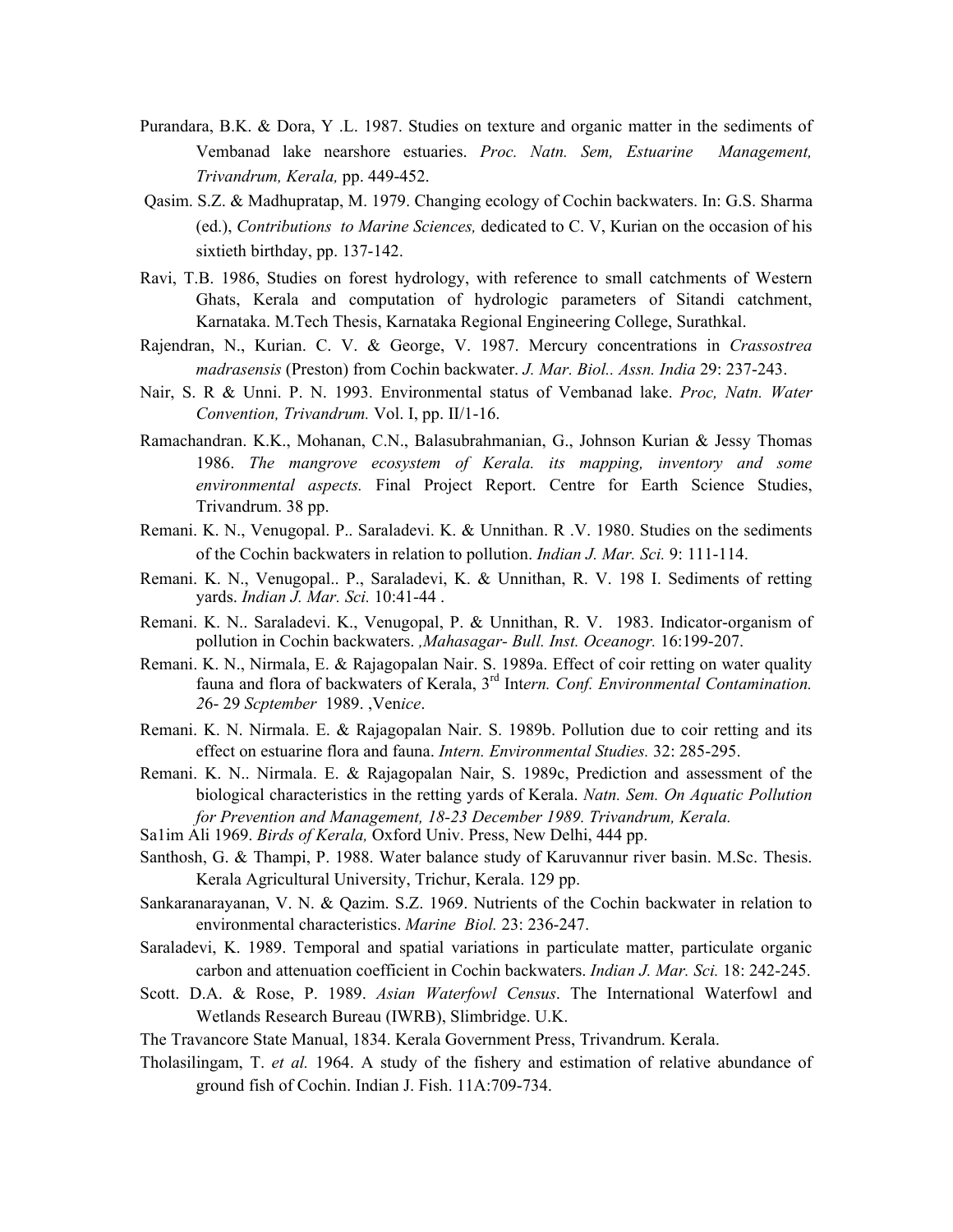Purandara, B.K. & Dora, Y .L. 1987. Studies on texture and organic matter in the sediments of Vembanad lake nearshore estuaries. *Proc. Natn. Sem, Estuarine Management, Trivandrum, Kerala,* pp. 449-452.

Qasim. S.Z. & Madhupratap, M. 1979. Changing ecology of Cochin backwaters. In: G.S. Sharma (ed.), *Contributions to Marine Sciences,* dedicated to C. V, Kurian on the occasion of his sixtieth birthday, pp. 137-142.

Ravi, T.B. 1986, Studies on forest hydrology, with reference to small catchments of Western Ghats, Kerala and computation of hydrologic parameters of Sitandi catchment, Karnataka. M.Tech Thesis, Karnataka Regional Engineering College, Surathkal.

Rajendran, N., Kurian. C. V. & George, V. 1987. Mercury concentrations in *Crassostrea madrasensis* (Preston) from Cochin backwater. *J. Mar. Biol.. Assn. India* 29: 237-243.

Nair, S. R & Unni. P. N. 1993. Environmental status of Vembanad lake. *Proc, Natn. Water Convention, Trivandrum.* Vol. I, pp. II/1-16.

Ramachandran. K.K., Mohanan, C.N., Balasubrahmanian, G., Johnson Kurian & Jessy Thomas 1986. *The mangrove ecosystem of Kerala. its mapping, inventory and some environmental aspects.* Final Project Report. Centre for Earth Science Studies, Trivandrum. 38 pp.

Remani. K. N., Venugopal. P.. Saraladevi. K. & Unnithan. R .V. 1980. Studies on the sediments of the Cochin backwaters in relation to pollution. *Indian J. Mar. Sci.* 9: 111-114.

Remani. K. N., Venugopal.. P., Saraladevi, K. & Unnithan, R. V. 198 I. Sediments of retting yards. *Indian J. Mar. Sci.* 10:41-44 .

Remani. K. N.. Saraladevi. K., Venugopal, P. & Unnithan, R. V. 1983. Indicator-organism of pollution in Cochin backwaters. *,Mahasagar- Bull. Inst. Oceanogr.* 16:199-207.

Remani. K. N., Nirmala, E. & Rajagopalan Nair. S. 1989a. Effect of coir retting on water quality fauna and flora of backwaters of Kerala, 3rd Int*ern. Conf. Environmental Contamination. 2*6- 29 *Scptember* 1989. ,Ven*ice*.

Remani. K. N. Nirmala. E. & Rajagopalan Nair. S. 1989b. Pollution due to coir retting and its effect on estuarine flora and fauna. *Intern. Environmental Studies.* 32: 285-295.

Remani. K. N.. Nirmala. E. & Rajagopalan Nair, S. 1989c, Prediction and assessment of the biological characteristics in the retting yards of Kerala. *Natn. Sem. On Aquatic Pollution for Prevention and Management, 18-23 December 1989. Trivandrum, Kerala.*

Sa1im Ali 1969. *Birds of Kerala,* Oxford Univ. Press, New Delhi, 444 pp.

Santhosh, G. & Thampi, P. 1988. Water balance study of Karuvannur river basin. M.Sc. Thesis. Kerala Agricultural University, Trichur, Kerala. 129 pp.

Sankaranarayanan, V. N. & Qazim. S.Z. 1969. Nutrients of the Cochin backwater in relation to environmental characteristics. *Marine Biol.* 23: 236-247.

Saraladevi, K. 1989. Temporal and spatial variations in particulate matter, particulate organic carbon and attenuation coefficient in Cochin backwaters. *Indian J. Mar. Sci.* 18: 242-245.

Scott. D.A. & Rose, P. 1989. *Asian Waterfowl Census*. The International Waterfowl and Wetlands Research Bureau (IWRB), Slimbridge. U.K.

The Travancore State Manual, 1834. Kerala Government Press, Trivandrum. Kerala.

Tholasilingam, T. *et al.* 1964. A study of the fishery and estimation of relative abundance of ground fish of Cochin. Indian J. Fish. 11A:709-734.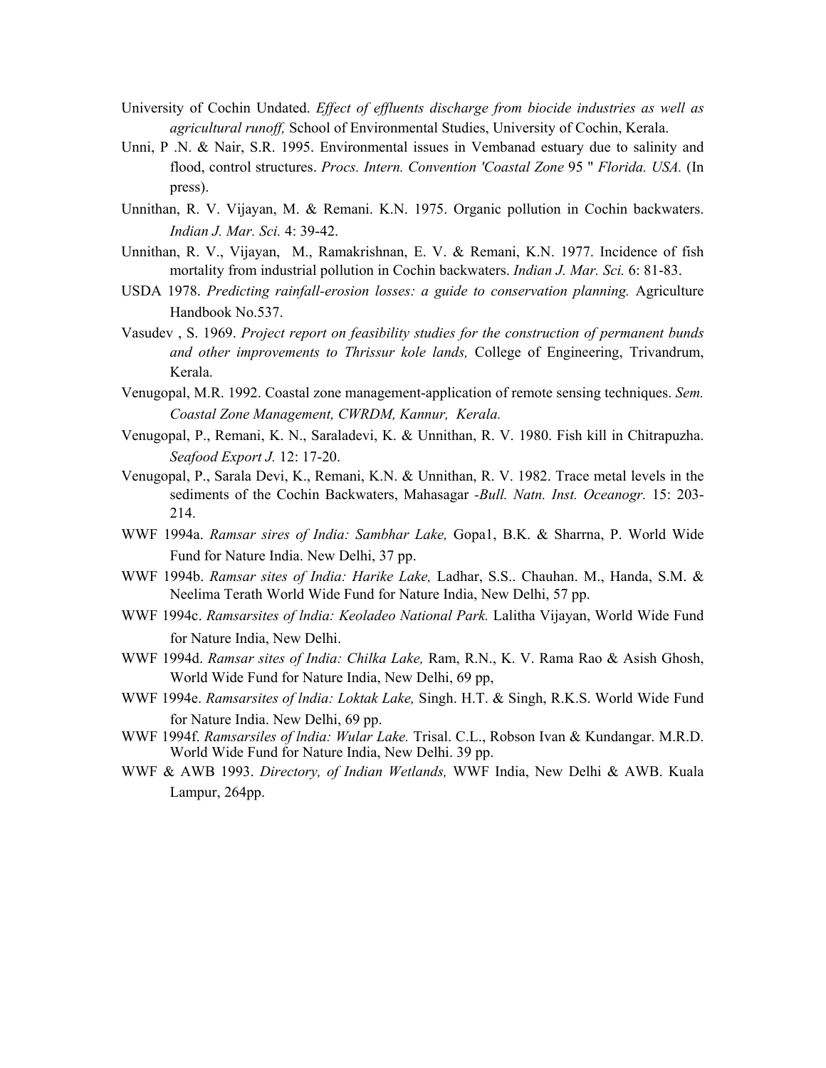University of Cochin Undated. *Effect of effluents discharge from biocide industries as well as agricultural runoff,* School of Environmental Studies, University of Cochin, Kerala.

Unni, P .N. & Nair, S.R. 1995. Environmental issues in Vembanad estuary due to salinity and flood, control structures. *Procs. Intern. Convention 'Coastal Zone* 95 " *Florida. USA.* (In press).

Unnithan, R. V. Vijayan, M. & Remani. K.N. 1975. Organic pollution in Cochin backwaters. *Indian J. Mar. Sci.* 4: 39-42.

Unnithan, R. V., Vijayan, M., Ramakrishnan, E. V. & Remani, K.N. 1977. Incidence of fish mortality from industrial pollution in Cochin backwaters. *Indian J. Mar. Sci.* 6: 81-83.

USDA 1978. *Predicting rainfall-erosion losses: a guide to conservation planning.* Agriculture Handbook No.537.

Vasudev , S. 1969. *Project report on feasibility studies for the construction of permanent bunds and other improvements to Thrissur kole lands,* College of Engineering, Trivandrum, Kerala.

Venugopal, M.R. 1992. Coastal zone management-application of remote sensing techniques. *Sem. Coastal Zone Management, CWRDM, Kannur, Kerala.*

Venugopal, P., Remani, K. N., Saraladevi, K. & Unnithan, R. V. 1980. Fish kill in Chitrapuzha. *Seafood Export J.* 12: 17-20.

Venugopal, P., Sarala Devi, K., Remani, K.N. & Unnithan, R. V. 1982. Trace metal levels in the sediments of the Cochin Backwaters, Mahasagar -*Bull. Natn. Inst. Oceanogr.* 15: 203-214.

WWF 1994a. *Ramsar sires of India: Sambhar Lake,* Gopa1, B.K. & Sharrna, P. World Wide Fund for Nature India. New Delhi, 37 pp.

WWF 1994b. *Ramsar sites of India: Harike Lake,* Ladhar, S.S.. Chauhan. M., Handa, S.M. & Neelima Terath World Wide Fund for Nature India, New Delhi, 57 pp.

WWF 1994c. *Ramsarsites of lndia: Keoladeo National Park.* Lalitha Vijayan, World Wide Fund for Nature India, New Delhi.

WWF 1994d. *Ramsar sites of India: Chilka Lake,* Ram, R.N., K. V. Rama Rao & Asish Ghosh, World Wide Fund for Nature India, New Delhi, 69 pp,

WWF 1994e. *Ramsarsites of lndia: Loktak Lake,* Singh. H.T. & Singh, R.K.S. World Wide Fund for Nature India. New Delhi, 69 pp.

WWF 1994f. *Ramsarsiles of lndia: Wular Lake.* Trisal. C.L., Robson Ivan & Kundangar. M.R.D. World Wide Fund for Nature India, New Delhi. 39 pp.

WWF & AWB 1993. *Directory, of Indian Wetlands,* WWF India, New Delhi & AWB. Kuala Lampur, 264pp.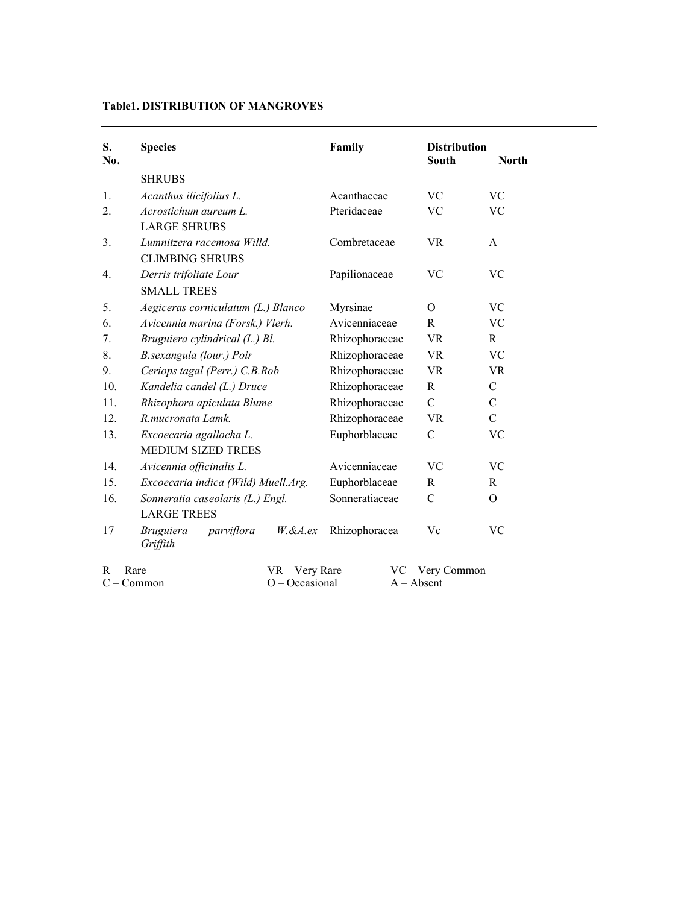**Table1. DISTRIBUTION OF MANGROVES**

| S. No. | Species | Family | Distribution South | North |
|---|---|---|---|---|
| | SHRUBS | | | |
| 1. | *Acanthus ilicifolius L.* | Acanthaceae | VC | VC |
| 2. | *Acrostichum aureum L.* | Pteridaceae | VC | VC |
| | LARGE SHRUBS | | | |
| 3. | *Lumnitzera racemosa Willd.* | Combretaceae | VR | A |
| | CLIMBING SHRUBS | | | |
| 4. | *Derris trifoliate Lour* | Papilionaceae | VC | VC |
| | SMALL TREES | | | |
| 5. | *Aegiceras corniculatum (L.) Blanco* | Myrsinae | O | VC |
| 6. | *Avicennia marina (Forsk.) Vierh.* | Avicenniaceae | R | VC |
| 7. | *Bruguiera cylindrical (L.) Bl.* | Rhizophoraceae | VR | R |
| 8. | *B.sexangula (lour.) Poir* | Rhizophoraceae | VR | VC |
| 9. | *Ceriops tagal (Perr.) C.B.Rob* | Rhizophoraceae | VR | VR |
| 10. | *Kandelia candel (L.) Druce* | Rhizophoraceae | R | C |
| 11. | *Rhizophora apiculata Blume* | Rhizophoraceae | C | C |
| 12. | *R.mucronata Lamk.* | Rhizophoraceae | VR | C |
| 13. | *Excoecaria agallocha L.* | Euphorblaceae | C | VC |
| | MEDIUM SIZED TREES | | | |
| 14. | *Avicennia officinalis L.* | Avicenniaceae | VC | VC |
| 15. | *Excoecaria indica (Wild) Muell.Arg.* | Euphorblaceae | R | R |
| 16. | *Sonneratia caseolaris (L.) Engl.* | Sonneratiaceae | C | O |
| | LARGE TREES | | | |
| 17 | *Bruguiera parviflora W.&A.ex Griffith* | Rhizophoracea | Vc | VC |

R – Rare VR – Very Rare VC – Very Common
C – Common O – Occasional A – Absent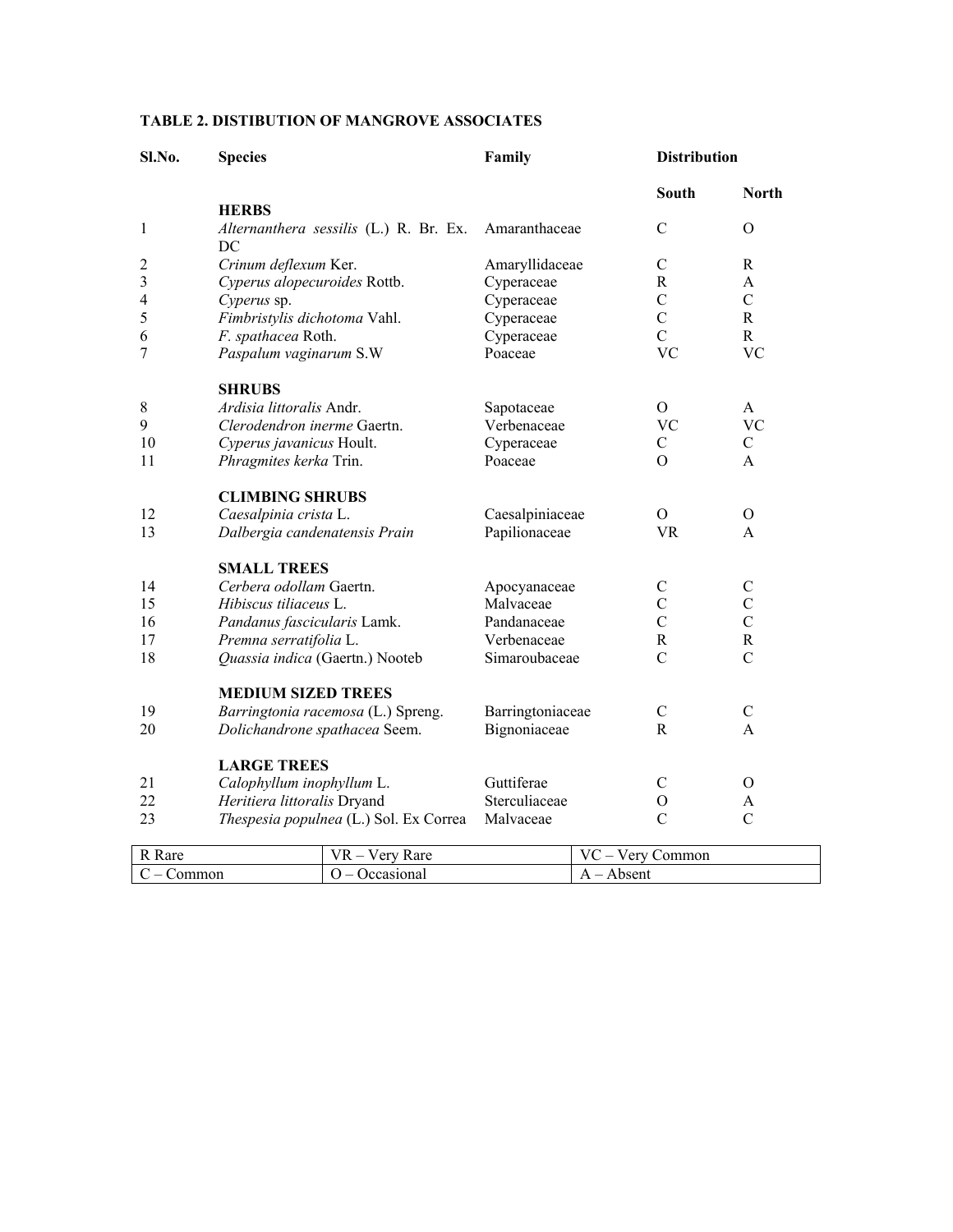**TABLE 2. DISTIBUTION OF MANGROVE ASSOCIATES**

| Sl.No. | Species | Family | Distribution | |
|---|---|---|---|---|
| | | | South | North |
| | **HERBS** | | | |
| 1 | *Alternanthera sessilis* (L.) R. Br. Ex. DC | Amaranthaceae | C | O |
| 2 | *Crinum deflexum* Ker. | Amaryllidaceae | C | R |
| 3 | *Cyperus alopecuroides* Rottb. | Cyperaceae | R | A |
| 4 | *Cyperus* sp. | Cyperaceae | C | C |
| 5 | *Fimbristylis dichotoma* Vahl. | Cyperaceae | C | R |
| 6 | *F. spathacea* Roth. | Cyperaceae | C | R |
| 7 | *Paspalum vaginarum* S.W | Poaceae | VC | VC |
| | **SHRUBS** | | | |
| 8 | *Ardisia littoralis* Andr. | Sapotaceae | O | A |
| 9 | *Clerodendron inerme* Gaertn. | Verbenaceae | VC | VC |
| 10 | *Cyperus javanicus* Hoult. | Cyperaceae | C | C |
| 11 | *Phragmites kerka* Trin. | Poaceae | O | A |
| | **CLIMBING SHRUBS** | | | |
| 12 | *Caesalpinia crista* L. | Caesalpiniaceae | O | O |
| 13 | *Dalbergia candenatensis Prain* | Papilionaceae | VR | A |
| | **SMALL TREES** | | | |
| 14 | *Cerbera odollam* Gaertn. | Apocyanaceae | C | C |
| 15 | *Hibiscus tiliaceus* L. | Malvaceae | C | C |
| 16 | *Pandanus fascicularis* Lamk. | Pandanaceae | C | C |
| 17 | *Premna serratifolia* L. | Verbenaceae | R | R |
| 18 | *Quassia indica* (Gaertn.) Nooteb | Simaroubaceae | C | C |
| | **MEDIUM SIZED TREES** | | | |
| 19 | *Barringtonia racemosa* (L.) Spreng. | Barringtoniaceae | C | C |
| 20 | *Dolichandrone spathacea* Seem. | Bignoniaceae | R | A |
| | **LARGE TREES** | | | |
| 21 | *Calophyllum inophyllum* L. | Guttiferae | C | O |
| 22 | *Heritiera littoralis* Dryand | Sterculiaceae | O | A |
| 23 | *Thespesia populnea* (L.) Sol. Ex Correa | Malvaceae | C | C |

| R Rare | VR – Very Rare | VC – Very Common |
|---|---|---|
| C – Common | O – Occasional | A – Absent |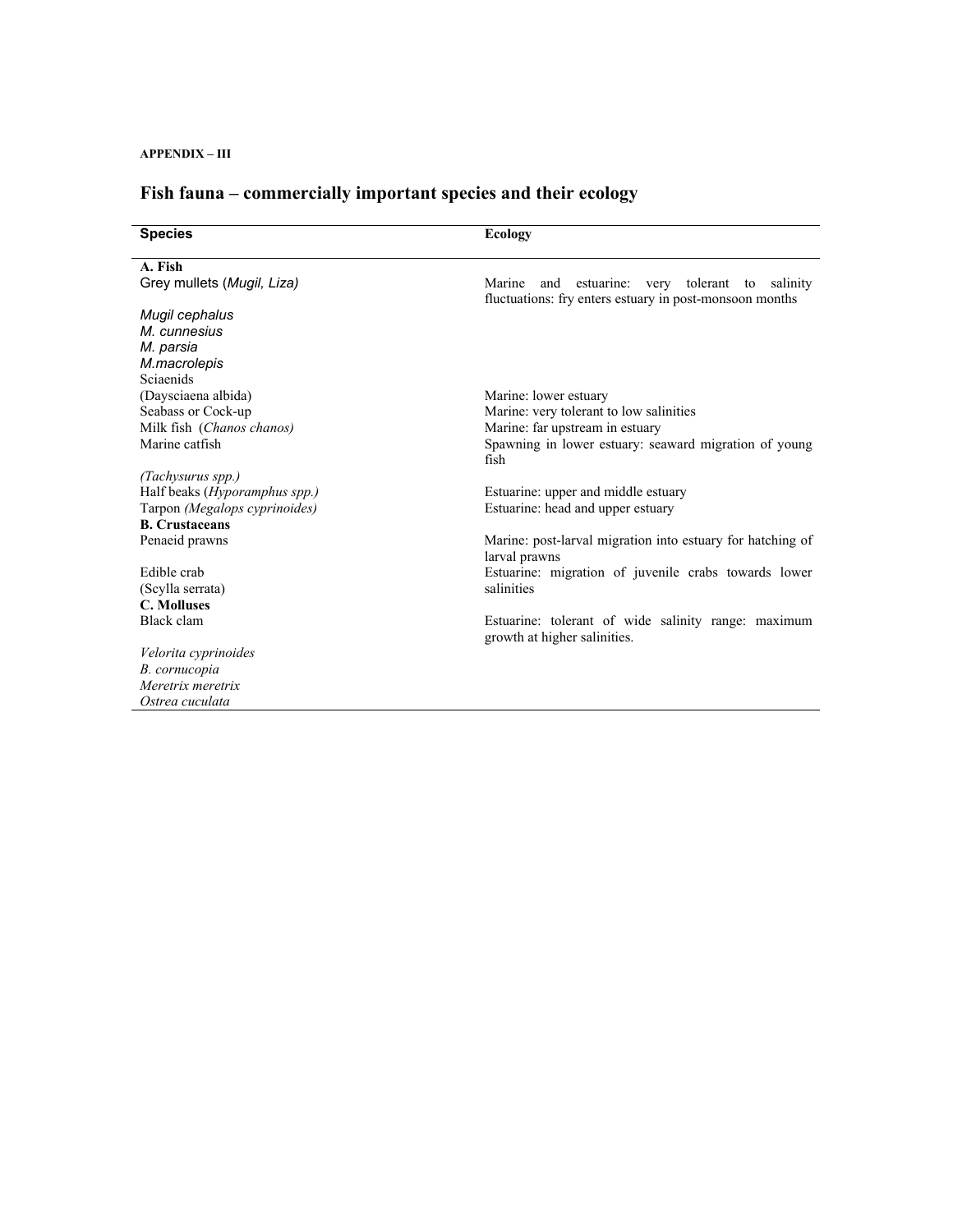**APPENDIX – III**

## Fish fauna – commercially important species and their ecology

| Species | Ecology |
| --- | --- |
| **A. Fish** | |
| Grey mullets (*Mugil, Liza)* | Marine and estuarine: very tolerant to salinity fluctuations: fry enters estuary in post-monsoon months |
| *Mugil cephalus* | |
| *M. cunnesius* | |
| *M. parsia* | |
| *M.macrolepis* | |
| Sciaenids | |
| (Daysciaena albida) | Marine: lower estuary |
| Seabass or Cock-up | Marine: very tolerant to low salinities |
| Milk fish (*Chanos chanos)* | Marine: far upstream in estuary |
| Marine catfish | Spawning in lower estuary: seaward migration of young fish |
| *(Tachysurus spp.)* | |
| Half beaks (*Hyporamphus spp.)* | Estuarine: upper and middle estuary |
| Tarpon *(Megalops cyprinoides)* | Estuarine: head and upper estuary |
| **B. Crustaceans** | |
| Penaeid prawns | Marine: post-larval migration into estuary for hatching of larval prawns |
| Edible crab | Estuarine: migration of juvenile crabs towards lower salinities |
| (Scylla serrata) | |
| **C. Molluses** | |
| Black clam | Estuarine: tolerant of wide salinity range: maximum growth at higher salinities. |
| *Velorita cyprinoides* | |
| *B. cornucopia* | |
| *Meretrix meretrix* | |
| *Ostrea cuculata* | |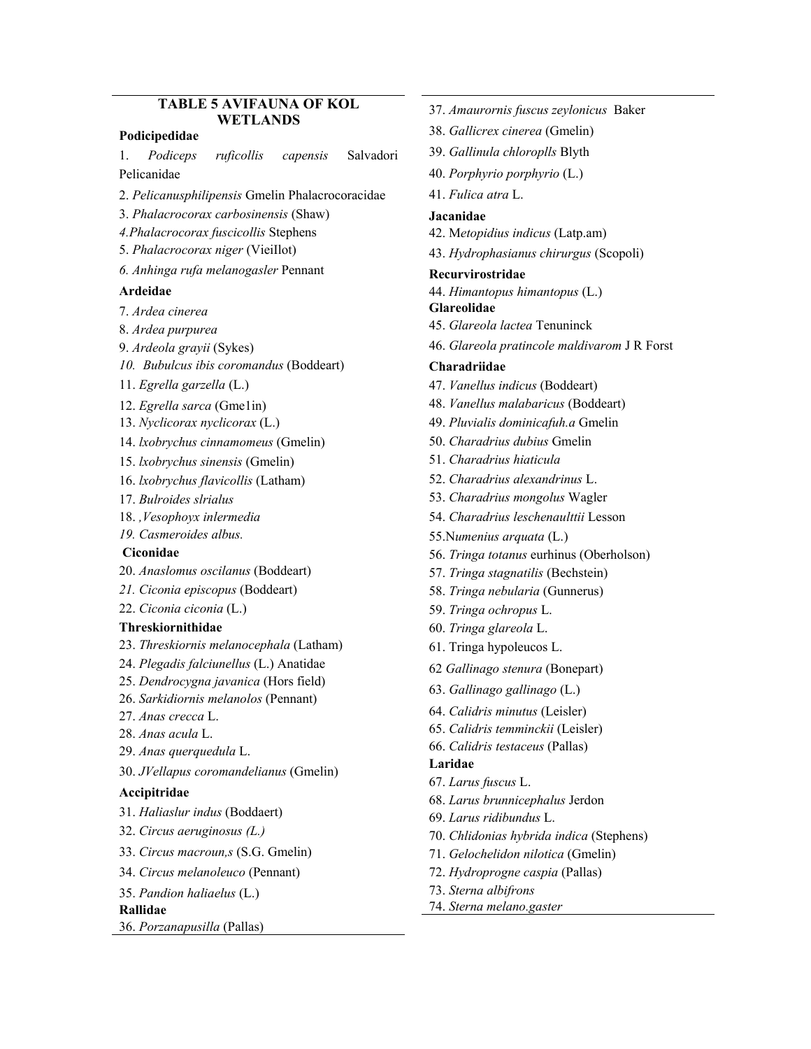**TABLE 5 AVIFAUNA OF KOL WETLANDS**

**Podicipedidae**

1. *Podiceps ruficollis capensis* Salvadori Pelicanidae

2. *Pelicanusphilipensis* Gmelin Phalacrocoracidae

3. *Phalacrocorax carbosinensis* (Shaw)

*4.Phalacrocorax fuscicollis* Stephens

5. *Phalacrocorax niger* (VieiIlot)

*6. Anhinga rufa melanogasler* Pennant

**Ardeidae**

7. *Ardea cinerea*

8. *Ardea purpurea*

9. *Ardeola grayii* (Sykes)

*10. Bubulcus ibis coromandus* (Boddeart)

11. *Egrella garzella* (L.)

12. *Egrella sarca* (Gme1in)

13. *Nyclicorax nyclicorax* (L.)

14. *lxobrychus cinnamomeus* (Gmelin)

15. *lxobrychus sinensis* (Gmelin)

16. *lxobrychus flavicollis* (Latham)

17. *Bulroides slrialus*

18. *,Vesophoyx inlermedia*

*19. Casmeroides albus.*

**Ciconidae**

20. *Anaslomus oscilanus* (Boddeart)

*21. Ciconia episcopus* (Boddeart)

22. *Ciconia ciconia* (L.)

**Threskiornithidae**

23. *Threskiornis melanocephala* (Latham)

24. *Plegadis falciunellus* (L.) Anatidae

25. *Dendrocygna javanica* (Hors field)

26. *Sarkidiornis melanolos* (Pennant)

27. *Anas crecca* L.

28. *Anas acula* L.

29. *Anas querquedula* L.

30. *JVellapus coromandelianus* (Gmelin)

**Accipitridae**

31. *Haliaslur indus* (Boddaert)

32. *Circus aeruginosus (L.)*

33. *Circus macroun,s* (S.G. Gmelin)

34. *Circus melanoleuco* (Pennant)

35. *Pandion haliaelus* (L.)

**Rallidae**

36. *Porzanapusilla* (Pallas)

37. *Amaurornis fuscus zeylonicus* Baker

38. *Gallicrex cinerea* (Gmelin)

39. *Gallinula chloroplls* Blyth

40. *Porphyrio porphyrio* (L.)

41. *Fulica atra* L.

**Jacanidae**

42. M*etopidius indicus* (Latp.am)

43. *Hydrophasianus chirurgus* (Scopoli)

**Recurvirostridae**

44. *Himantopus himantopus* (L.)

**Glareolidae**

45. *Glareola lactea* Tenuninck

46. *Glareola pratincole maldivarom* J R Forst

**Charadriidae**

47. *Vanellus indicus* (Boddeart)

48. *Vanellus malabaricus* (Boddeart)

49. *Pluvialis dominicafuh.a* Gmelin

50. *Charadrius dubius* Gmelin

51. *Charadrius hiaticula*

52. *Charadrius alexandrinus* L.

53. *Charadrius mongolus* Wagler

54. *Charadrius leschenaulttii* Lesson

55.N*umenius arquata* (L.)

56. *Tringa totanus* eurhinus (Oberholson)

57. *Tringa stagnatilis* (Bechstein)

58. *Tringa nebularia* (Gunnerus)

59. *Tringa ochropus* L.

60. *Tringa glareola* L.

61. Tringa hypoleucos L.

62 *Gallinago stenura* (Bonepart)

63. *Gallinago gallinago* (L.)

64. *Calidris minutus* (Leisler)

65. *Calidris temminckii* (Leisler)

66. *Calidris testaceus* (Pallas)

**Laridae**

67. *Larus fuscus* L.

68. *Larus brunnicephalus* Jerdon

69. *Larus ridibundus* L.

70. *Chlidonias hybrida indica* (Stephens)

71. *Gelochelidon nilotica* (Gmelin)

72. *Hydroprogne caspia* (Pallas)

73. *Sterna albifrons*

74. *Sterna melano.gaster*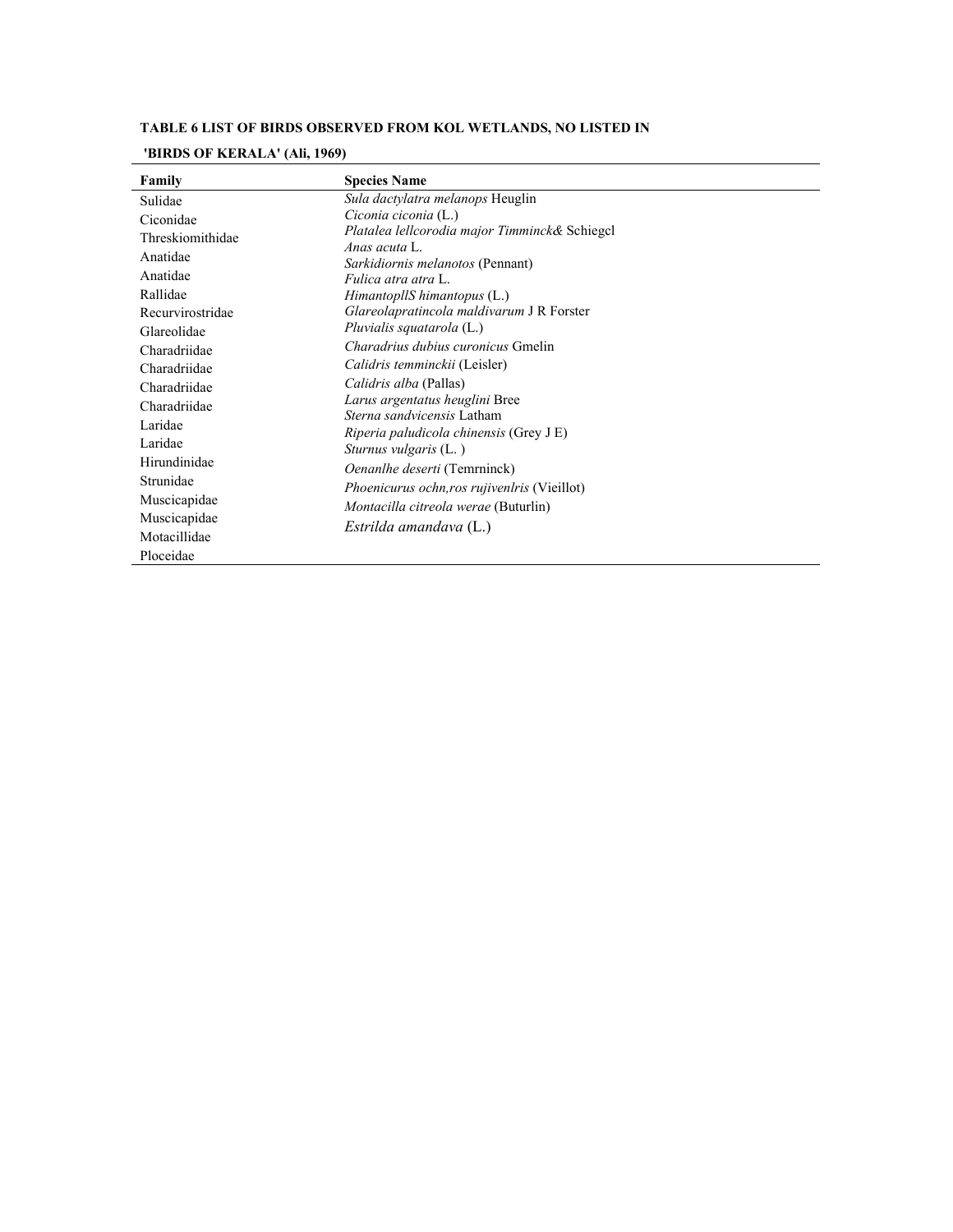**TABLE 6 LIST OF BIRDS OBSERVED FROM KOL WETLANDS, NO LISTED IN 'BIRDS OF KERALA' (Ali, 1969)**

| Family | Species Name |
|---|---|
| Sulidae | *Sula dactylatra melanops* Heuglin |
| Ciconidae | *Ciconia ciconia* (L.) |
| Threskiomithidae | *Platalea lellcorodia major Timminck&* Schiegcl |
| Anatidae | *Anas acuta* L. |
| Anatidae | *Sarkidiornis melanotos* (Pennant) |
| Rallidae | *Fulica atra atra* L. |
| Recurvirostridae | *HimantopllS himantopus* (L.) |
| Glareolidae | *Glareolapratincola maldivarum* J R Forster |
| Charadriidae | *Pluvialis squatarola* (L.) |
| Charadriidae | *Charadrius dubius curonicus* Gmelin |
| Charadriidae | *Calidris temminckii* (Leisler) |
| Charadriidae | *Calidris alba* (Pallas) |
| Laridae | *Larus argentatus heuglini* Bree |
| Laridae | *Sterna sandvicensis* Latham |
| Hirundinidae | *Riperia paludicola chinensis* (Grey J E) |
| Strunidae | *Sturnus vulgaris* (L. ) |
| Muscicapidae | *Oenanlhe deserti* (Temrninck) |
| Muscicapidae | *Phoenicurus ochn,ros rujivenlris* (Vieillot) |
| Motacillidae | *Montacilla citreola werae* (Buturlin) |
| Ploceidae | *Estrilda amandava* (L.) |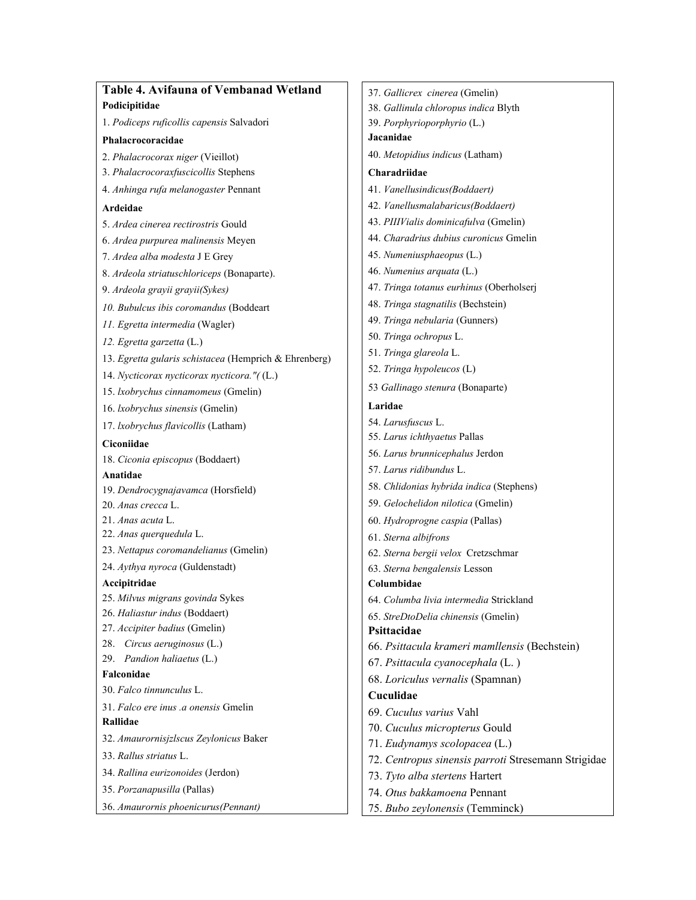**Table 4. Avifauna of Vembanad Wetland**

**Podicipitidae**

1. *Podiceps ruficollis capensis* Salvadori

**Phalacrocoracidae**

2. *Phalacrocorax niger* (Vieillot)
3. *Phalacrocoraxfuscicollis* Stephens
4. *Anhinga rufa melanogaster* Pennant

**Ardeidae**

5. *Ardea cinerea rectirostris* Gould
6. *Ardea purpurea malinensis* Meyen
7. *Ardea alba modesta* J E Grey
8. *Ardeola striatuschloriceps* (Bonaparte).
9. *Ardeola grayii grayii(Sykes)*
10. *Bubulcus ibis coromandus* (Boddeart
11. *Egretta intermedia* (Wagler)
12. *Egretta garzetta* (L.)
13. *Egretta gularis schistacea* (Hemprich & Ehrenberg)
14. *Nycticorax nycticorax nycticora."(* (L.)
15. *lxobrychus cinnamomeus* (Gmelin)
16. *lxobrychus sinensis* (Gmelin)
17. *lxobrychus flavicollis* (Latham)

**Ciconiidae**

18. *Ciconia episcopus* (Boddaert)

**Anatidae**

19. *Dendrocygnajavamca* (Horsfield)
20. *Anas crecca* L.
21. *Anas acuta* L.
22. *Anas querquedula* L.
23. *Nettapus coromandelianus* (Gmelin)
24. *Aythya nyroca* (Guldenstadt)

**Accipitridae**

25. *Milvus migrans govinda* Sykes
26. *Haliastur indus* (Boddaert)
27. *Accipiter badius* (Gmelin)
28. *Circus aeruginosus* (L.)
29. *Pandion haliaetus* (L.)

**Falconidae**

30. *Falco tinnunculus* L.
31. *Falco ere inus .a onensis* Gmelin

**Rallidae**

32. *Amaurornisjzlscus Zeylonicus* Baker
33. *Rallus striatus* L.
34. *Rallina eurizonoides* (Jerdon)
35. *Porzanapusilla* (Pallas)
36. *Amaurornis phoenicurus(Pennant)*
37. *Gallicrex cinerea* (Gmelin)
38. *Gallinula chloropus indica* Blyth
39. *Porphyrioporphyrio* (L.)

**Jacanidae**

40. *Metopidius indicus* (Latham)

**Charadriidae**

41. *Vanellusindicus(Boddaert)*
42. *Vanellusmalabaricus(Boddaert)*
43. *PIIIVialis dominicafulva* (Gmelin)
44. *Charadrius dubius curonicus* Gmelin
45. *Numeniusphaeopus* (L.)
46. *Numenius arquata* (L.)
47. *Tringa totanus eurhinus* (Oberholserj
48. *Tringa stagnatilis* (Bechstein)
49. *Tringa nebularia* (Gunners)
50. *Tringa ochropus* L.
51. *Tringa glareola* L.
52. *Tringa hypoleucos* (L)
53. *Gallinago stenura* (Bonaparte)

**Laridae**

54. *Larusfuscus* L.
55. *Larus ichthyaetus* Pallas
56. *Larus brunnicephalus* Jerdon
57. *Larus ridibundus* L.
58. *Chlidonias hybrida indica* (Stephens)
59. *Gelochelidon nilotica* (Gmelin)
60. *Hydroprogne caspia* (Pallas)
61. *Sterna albifrons*
62. *Sterna bergii velox* Cretzschmar
63. *Sterna bengalensis* Lesson

**Columbidae**

64. *Columba livia intermedia* Strickland
65. *StreDtoDelia chinensis* (Gmelin)

**Psittacidae**

66. *Psittacula krameri mamllensis* (Bechstein)
67. *Psittacula cyanocephala* (L. )
68. *Loriculus vernalis* (Spamnan)

**Cuculidae**

69. *Cuculus varius* Vahl
70. *Cuculus micropterus* Gould
71. *Eudynamys scolopacea* (L.)
72. *Centropus sinensis parroti* Stresemann Strigidae
73. *Tyto alba stertens* Hartert
74. *Otus bakkamoena* Pennant
75. *Bubo zeylonensis* (Temminck)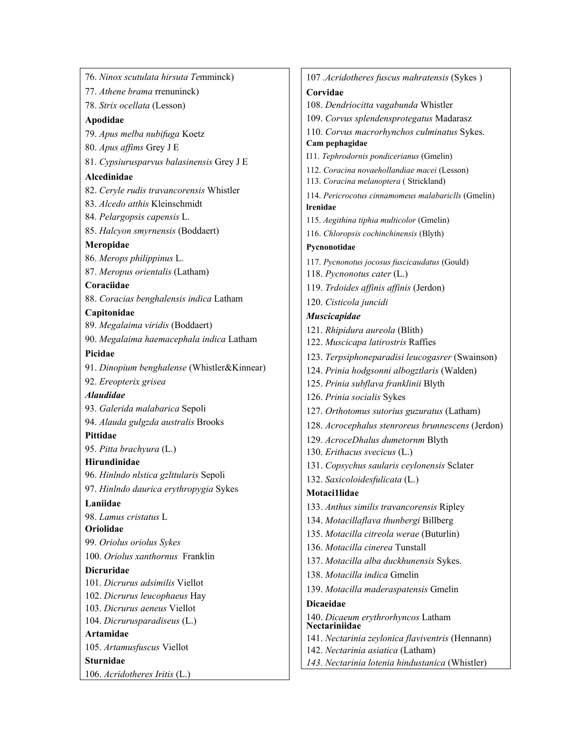76. *Ninox scutulata hirsuta Te*mminck)

77. *Athene brama* rrenuninck)

78. *Strix ocellata* (Lesson)

**Apodidae**

79. *Apus melba nubifuga* Koetz

80. *Apus affims* Grey J E

81. *Cypsiurusparvus balasinensis* Grey J E

**Alcedinidae**

82. *Ceryle rudis travancorensis* Whistler

83. *Alcedo atthis* Kleinschmidt

84. *Pelargopsis capensis* L.

85. *Halcyon smyrnensis* (Boddaert)

**Meropidae**

86. *Merops philippinus* L.

87. *Meropus orientalis* (Latham)

**Coraciidae**

88. *Coracias benghalensis indica* Latham

**Capitonidae**

89. *Megalaima viridis* (Boddaert)

90. *Megalaima haemacephala indica* Latham

**Picidae**

91. *Dinopium benghalense* (Whistler&Kinnear)

92. *Ereopterix grisea*

***Alaudidae***

93. *Galerida malabarica* Sepoli

94. *Alauda gulgzda australis* Brooks

**Pittidae**

95. *Pitta brachyura* (L.)

**Hirundinidae**

96. *Hinlndo nlstica gzlttularis* Sepoli

97. *Hinlndo daurica erythropygia* Sykes

**Laniidae**

98. *Lamus cristatus* L

**Oriolidae**

99. *Oriolus oriolus Sykes*

100. *Oriolus xanthornus* Franklin

**Dicruridae**

101. *Dicrurus adsimilis* Viellot

102. *Dicrurus leucophaeus* Hay

103. *Dicrurus aeneus* Viellot

104. *Dicrurusparadiseus* (L.)

**Artamidae**

105. *Artamusfuscus* Viellot

**Sturnidae**

106. *Acridotheres Iritis* (L.)

107 .*Acridotheres fuscus mahratensis* (Sykes )

**Corvidae**

108. *Dendriocitta vagabunda* Whistler

109. *Corvus splendensprotegatus* Madarasz

110. *Corvus macrorhynchos culminatus* Sykes.

**Cam pephagidae**

I11. *Tephrodornis pondicerianus* (Gmelin)

112. *Coracina novaehollandiae macei* (Lesson)

113. *Coracina melanoptera* ( Strickland)

114. *Pericrocotus cinnamomeus malabariclls* (Gmelin)

**lrenidae**

115. *Aegithina tiphia multicolor* (Gmelin)

116. *Chloropsis cochinchinensis* (Blyth)

**Pycnonotidae**

117. *Pycnonotus jocosus fuscicaudatus* (Gould)

118. *Pycnonotus cater* (L.)

119. *Trdoides affinis affinis* (Jerdon)

120. *Cisticola juncidi*

***Muscicapidae***

121. *Rhipidura aureola* (Blith)

122. *Muscicapa latirostris* Raffies

123. *Terpsiphoneparadisi leucogasrer* (Swainson)

124. *Prinia hodgsonni albogztlaris* (Walden)

125. *Prinia subflava franklinii* Blyth

126. *Prinia socialis* Sykes

127. *Orthotomus sutorius guzuratus* (Latham)

128. *Acrocephalus stenroreus brunnescens* (Jerdon)

129. *AcroceDhalus dumetornm* Blyth

130. *Erithacus svecicus* (L.)

131. *Copsychus saularis ceylonensis* Sclater

132. *Saxicoloidesfulicata* (L.)

**Motaci1lidae**

133. *Anthus similis travancorensis* Ripley

134. *Motacillaflava thunbergi* Billberg

135. *Motacilla citreola werae* (Buturlin)

136. *Motacilla cinerea* Tunstall

137. *Motacilla alba duckhunensis* Sykes.

138. *Motacilla indica* Gmelin

139. *Motacilla maderaspatensis* Gmelin

**Dicaeidae**

140. *Dicaeum erythrorhyncos* Latham

**Nectariniidae**

141. *Nectarinia zeylonica flaviventris* (Hennann)

142. *Nectarinia asiatica* (Latham)

*143. Nectarinia lotenia hindustanica* (Whistler)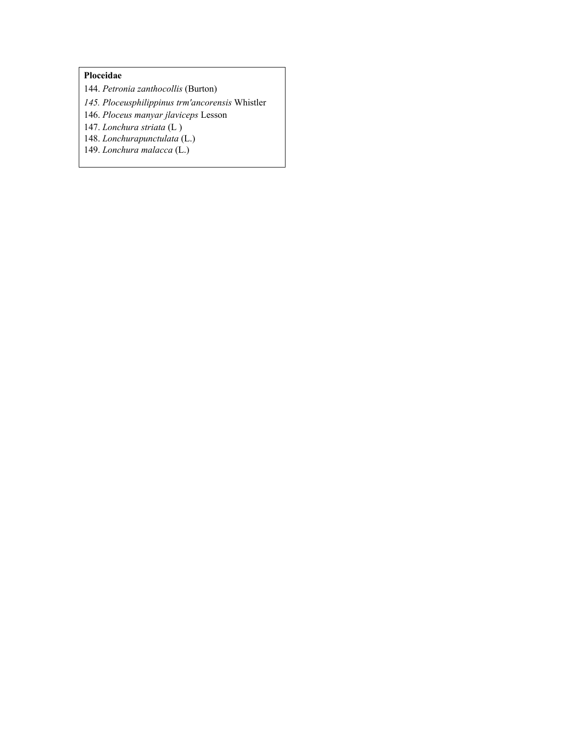**Ploceidae**

144. *Petronia zanthocollis* (Burton)
*145. Ploceusphilippinus trm'ancorensis* Whistler
146. *Ploceus manyar jlaviceps* Lesson
147. *Lonchura striata* (L )
148. *Lonchurapunctulata* (L.)
149. *Lonchura malacca* (L.)